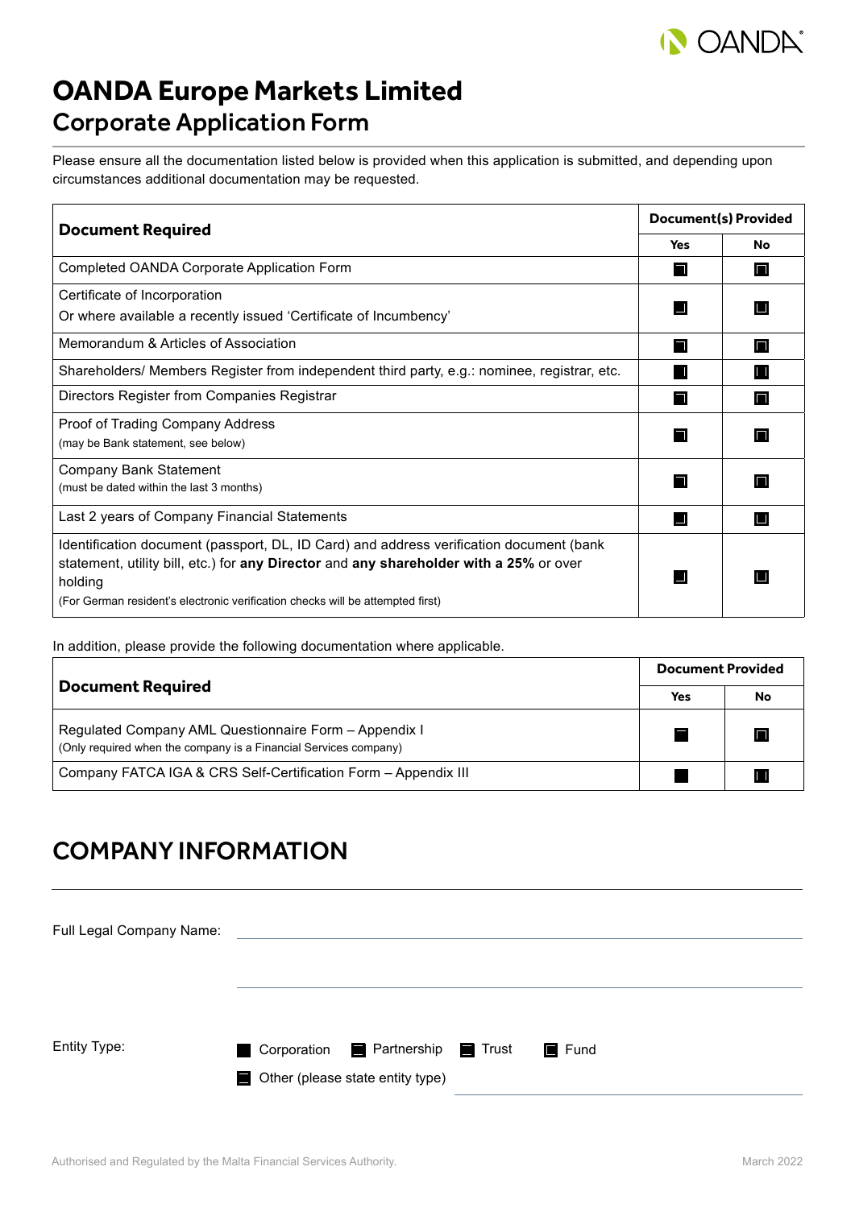# OANDA Europe Markets Limited
## Corporate Application Form

Please ensure all the documentation listed below is provided when this application is submitted, and depending upon circumstances additional documentation may be requested.

| Document Required | Document(s) Provided | |
|---|---|---|
| | Yes | No |
| Completed OANDA Corporate Application Form | ☐ | ☐ |
| Certificate of Incorporation<br>Or where available a recently issued 'Certificate of Incumbency' | ☐ | ☐ |
| Memorandum & Articles of Association | ☐ | ☐ |
| Shareholders/ Members Register from independent third party, e.g.: nominee, registrar, etc. | ☐ | ☐ |
| Directors Register from Companies Registrar | ☐ | ☐ |
| Proof of Trading Company Address<br>(may be Bank statement, see below) | ☐ | ☐ |
| Company Bank Statement<br>(must be dated within the last 3 months) | ☐ | ☐ |
| Last 2 years of Company Financial Statements | ☐ | ☐ |
| Identification document (passport, DL, ID Card) and address verification document (bank statement, utility bill, etc.) for **any Director** and **any shareholder with a 25%** or over holding<br>(For German resident's electronic verification checks will be attempted first) | ☐ | ☐ |

In addition, please provide the following documentation where applicable.

| Document Required | Document Provided | |
|---|---|---|
| | Yes | No |
| Regulated Company AML Questionnaire Form – Appendix I<br>(Only required when the company is a Financial Services company) | ☐ | ☐ |
| Company FATCA IGA & CRS Self-Certification Form – Appendix III | ☐ | ☐ |

## COMPANY INFORMATION

Full Legal Company Name: \_\_\_\_\_\_\_\_\_\_\_\_\_\_\_\_\_\_\_\_\_\_\_\_\_\_\_\_\_\_\_\_\_\_\_\_\_\_\_\_

\_\_\_\_\_\_\_\_\_\_\_\_\_\_\_\_\_\_\_\_\_\_\_\_\_\_\_\_\_\_\_\_\_\_\_\_\_\_\_\_

Entity Type: ☐ Corporation ☐ Partnership ☐ Trust ☐ Fund

☐ Other (please state entity type) \_\_\_\_\_\_\_\_\_\_\_\_\_\_\_\_\_\_\_\_

Authorised and Regulated by the Malta Financial Services Authority. March 2022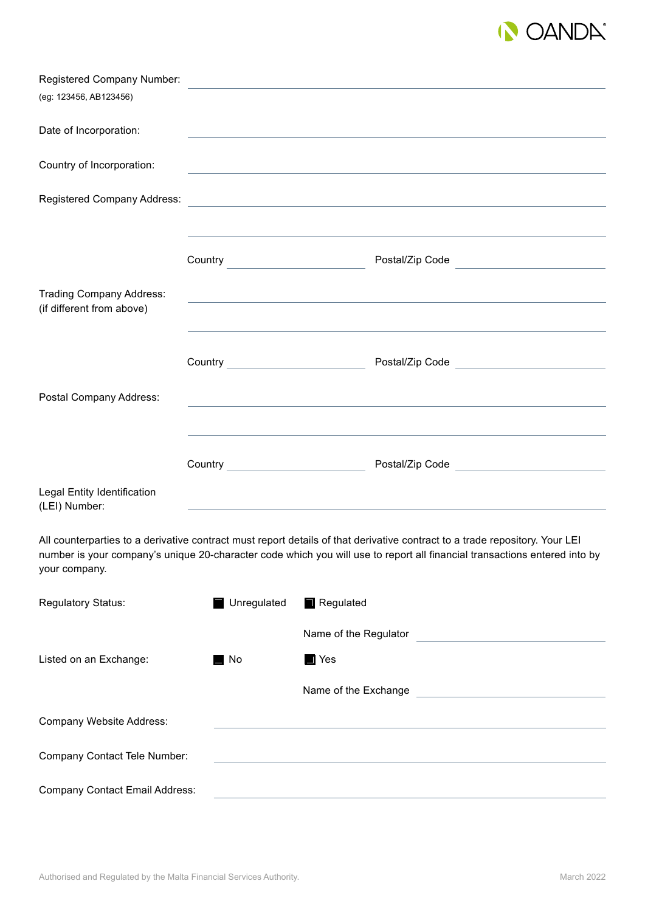Registered Company Number: ______________________________
(eg: 123456, AB123456)

Date of Incorporation: ______________________________

Country of Incorporation: ______________________________

Registered Company Address: ______________________________

______________________________

Country ______________ Postal/Zip Code ______________

Trading Company Address: ______________________________
(if different from above)

______________________________

Country ______________ Postal/Zip Code ______________

Postal Company Address: ______________________________

______________________________

Country ______________ Postal/Zip Code ______________

Legal Entity Identification (LEI) Number: ______________________________

All counterparties to a derivative contract must report details of that derivative contract to a trade repository. Your LEI number is your company's unique 20-character code which you will use to report all financial transactions entered into by your company.

Regulatory Status: ☐ Unregulated ☐ Regulated

Name of the Regulator ______________

Listed on an Exchange: ☐ No ☐ Yes

Name of the Exchange ______________

Company Website Address: ______________________________

Company Contact Tele Number: ______________________________

Company Contact Email Address: ______________________________

Authorised and Regulated by the Malta Financial Services Authority.

March 2022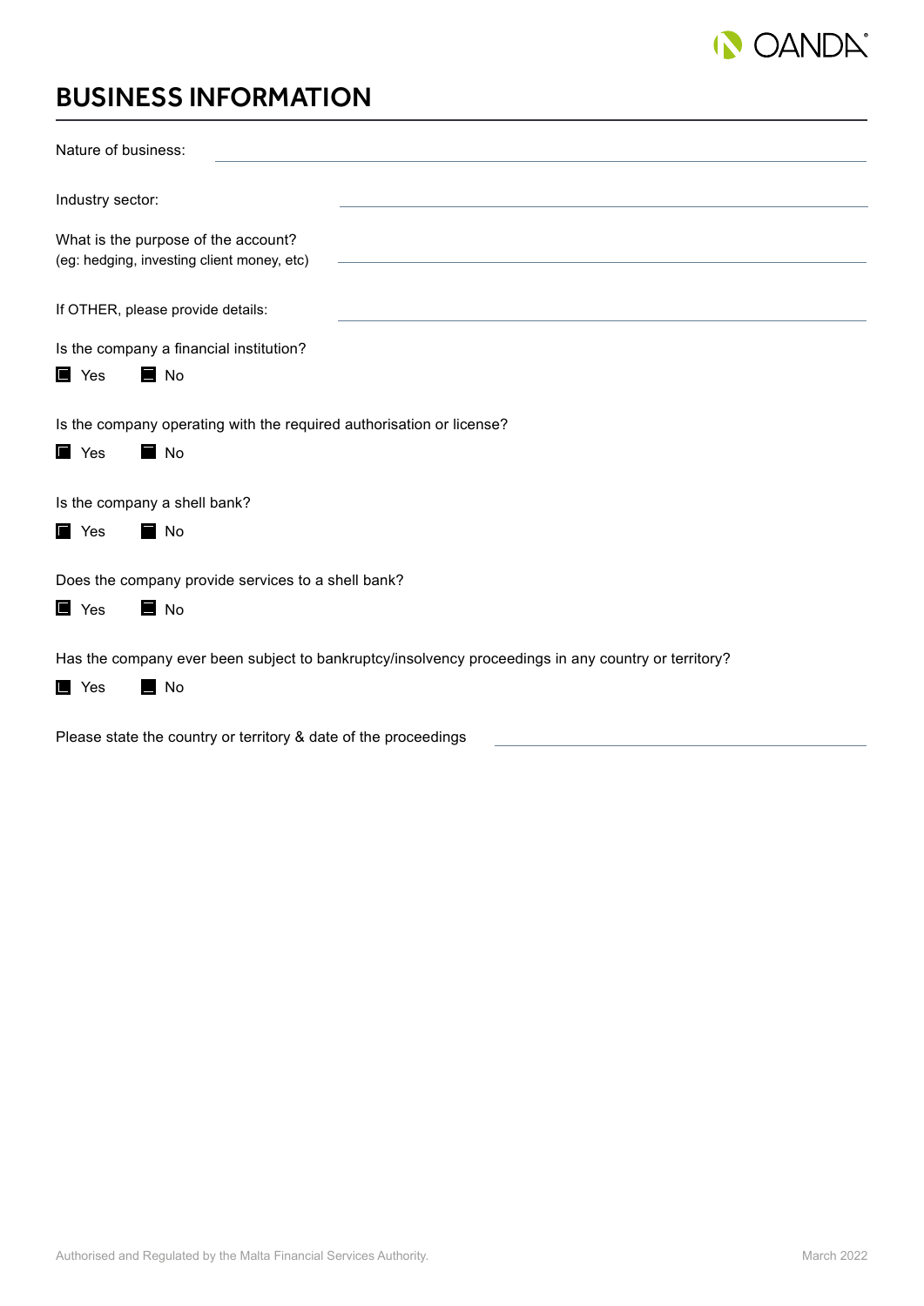# BUSINESS INFORMATION

Nature of business: ______________________________

Industry sector: ______________________________

What is the purpose of the account?
(eg: hedging, investing client money, etc) ______________________________

If OTHER, please provide details: ______________________________

Is the company a financial institution?

☐ Yes ☐ No

Is the company operating with the required authorisation or license?

☐ Yes ☐ No

Is the company a shell bank?

☐ Yes ☐ No

Does the company provide services to a shell bank?

☐ Yes ☐ No

Has the company ever been subject to bankruptcy/insolvency proceedings in any country or territory?

☐ Yes ☐ No

Please state the country or territory & date of the proceedings ______________________________

Authorised and Regulated by the Malta Financial Services Authority. March 2022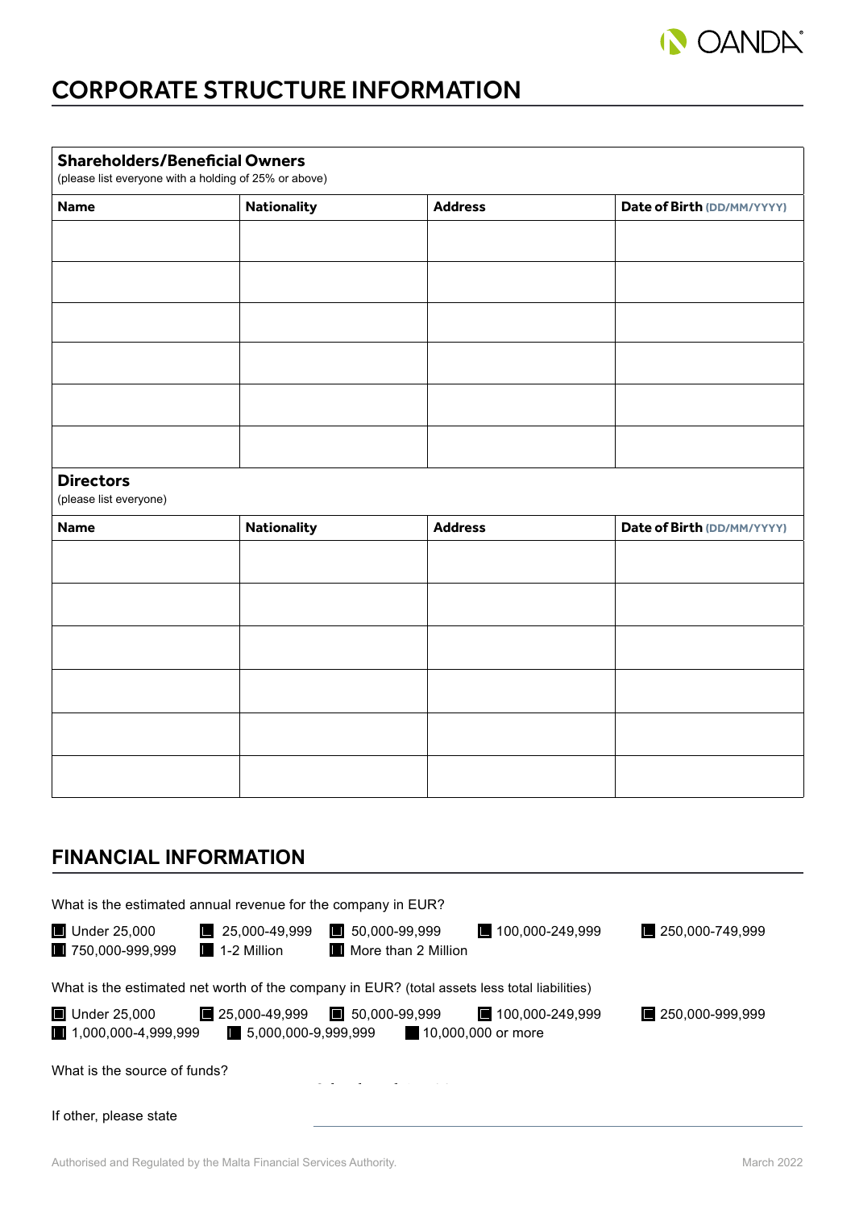# CORPORATE STRUCTURE INFORMATION

**Shareholders/Beneficial Owners**
(please list everyone with a holding of 25% or above)

| Name | Nationality | Address | Date of Birth (DD/MM/YYYY) |
|---|---|---|---|
| | | | |
| | | | |
| | | | |
| | | | |
| | | | |
| | | | |

**Directors**
(please list everyone)

| Name | Nationality | Address | Date of Birth (DD/MM/YYYY) |
|---|---|---|---|
| | | | |
| | | | |
| | | | |
| | | | |
| | | | |
| | | | |

## FINANCIAL INFORMATION

What is the estimated annual revenue for the company in EUR?

☐ Under 25,000 ☐ 25,000-49,999 ☐ 50,000-99,999 ☐ 100,000-249,999 ☐ 250,000-749,999
☐ 750,000-999,999 ☐ 1-2 Million ☐ More than 2 Million

What is the estimated net worth of the company in EUR? (total assets less total liabilities)

☐ Under 25,000 ☐ 25,000-49,999 ☐ 50,000-99,999 ☐ 100,000-249,999 ☐ 250,000-999,999
☐ 1,000,000-4,999,999 ☐ 5,000,000-9,999,999 ☐ 10,000,000 or more

What is the source of funds?

If other, please state ______________________________

Authorised and Regulated by the Malta Financial Services Authority. March 2022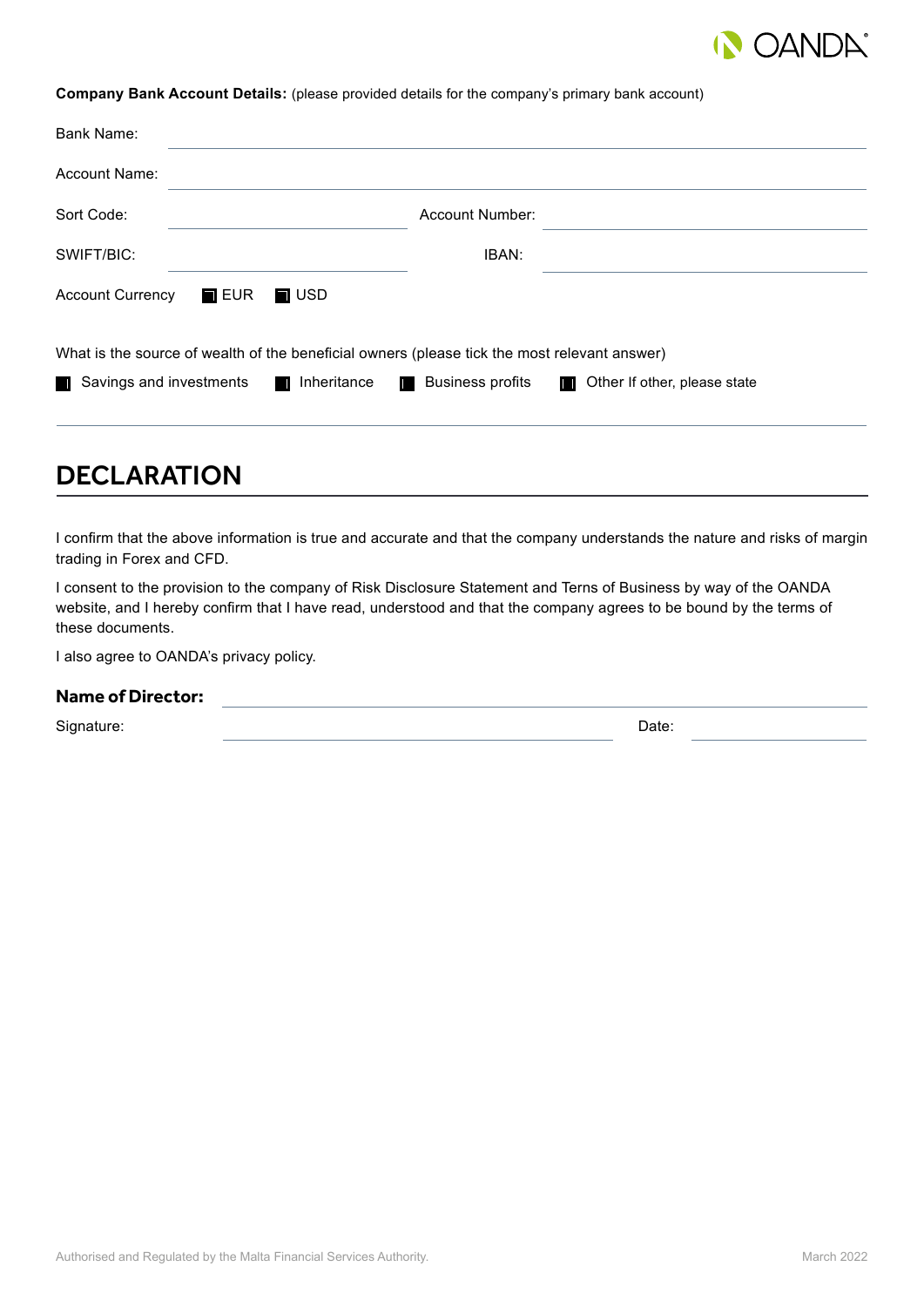**Company Bank Account Details:** (please provided details for the company's primary bank account)

Bank Name: \_\_\_\_\_\_\_\_\_\_\_\_\_\_\_\_\_\_\_\_

Account Name: \_\_\_\_\_\_\_\_\_\_\_\_\_\_\_\_\_\_\_\_

Sort Code: \_\_\_\_\_\_\_\_\_\_ Account Number: \_\_\_\_\_\_\_\_\_\_

SWIFT/BIC: \_\_\_\_\_\_\_\_\_\_ IBAN: \_\_\_\_\_\_\_\_\_\_

Account Currency ☐ EUR ☐ USD

What is the source of wealth of the beneficial owners (please tick the most relevant answer)

☐ Savings and investments ☐ Inheritance ☐ Business profits ☐ Other If other, please state

\_\_\_\_\_\_\_\_\_\_\_\_\_\_\_\_\_\_\_\_

## DECLARATION

I confirm that the above information is true and accurate and that the company understands the nature and risks of margin trading in Forex and CFD.

I consent to the provision to the company of Risk Disclosure Statement and Terns of Business by way of the OANDA website, and I hereby confirm that I have read, understood and that the company agrees to be bound by the terms of these documents.

I also agree to OANDA's privacy policy.

**Name of Director:** \_\_\_\_\_\_\_\_\_\_\_\_\_\_\_\_\_\_\_\_

Signature: \_\_\_\_\_\_\_\_\_\_\_\_\_\_\_\_\_\_\_\_ Date: \_\_\_\_\_\_\_\_\_\_

Authorised and Regulated by the Malta Financial Services Authority.

March 2022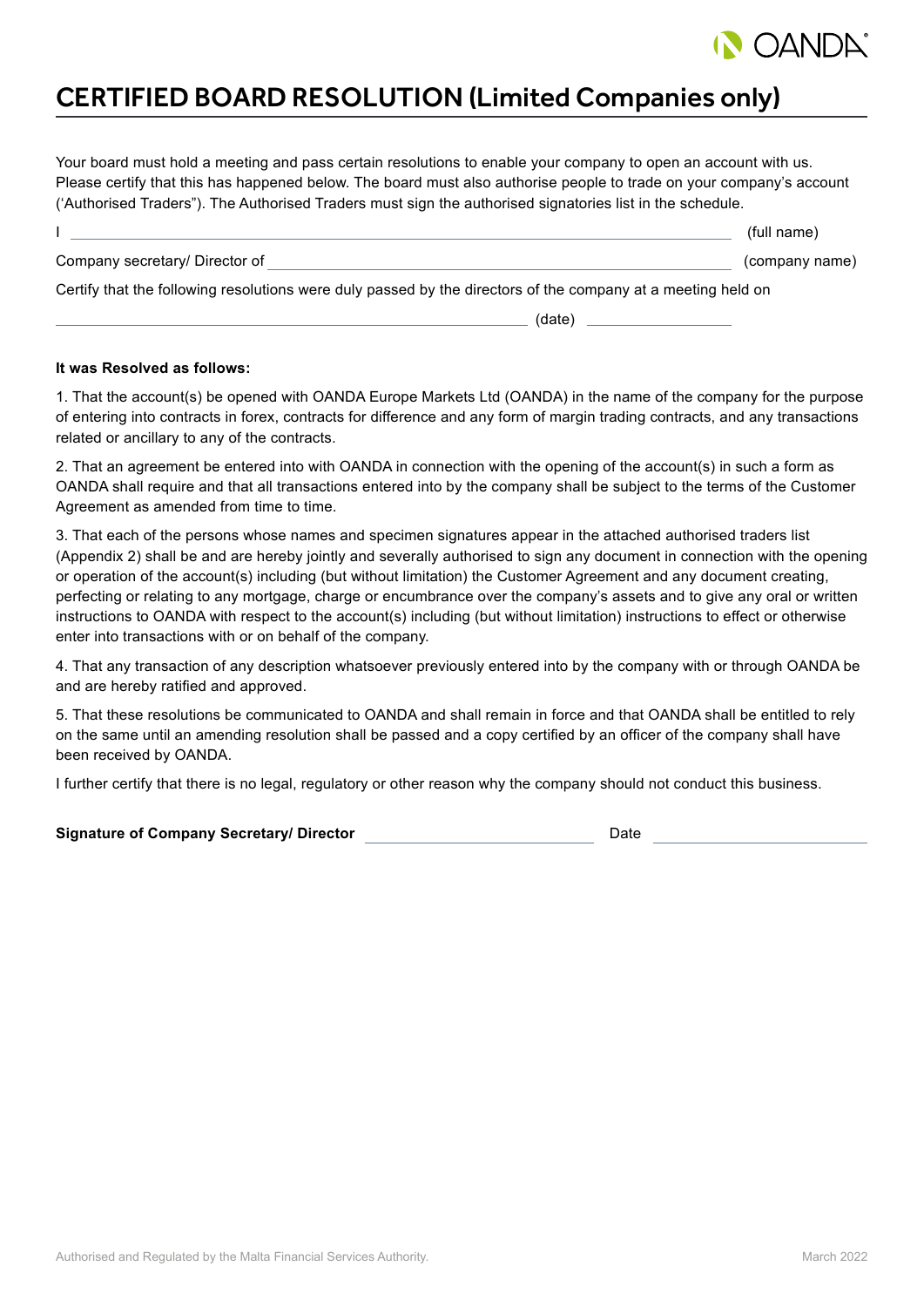# CERTIFIED BOARD RESOLUTION (Limited Companies only)

Your board must hold a meeting and pass certain resolutions to enable your company to open an account with us. Please certify that this has happened below. The board must also authorise people to trade on your company's account ('Authorised Traders"). The Authorised Traders must sign the authorised signatories list in the schedule.

I \_\_\_\_\_\_\_\_\_\_\_\_\_\_\_\_\_\_\_\_\_\_\_\_\_\_\_\_\_\_\_\_\_\_\_\_\_\_\_\_\_\_\_\_\_\_\_\_\_\_\_\_\_\_\_\_ (full name)

Company secretary/ Director of \_\_\_\_\_\_\_\_\_\_\_\_\_\_\_\_\_\_\_\_\_\_\_\_\_\_\_\_\_\_\_\_\_\_\_\_\_\_\_\_ (company name)

Certify that the following resolutions were duly passed by the directors of the company at a meeting held on

\_\_\_\_\_\_\_\_\_\_\_\_\_\_\_\_\_\_\_\_\_\_\_\_\_\_\_\_\_\_\_\_\_\_\_\_\_\_\_\_ (date) \_\_\_\_\_\_\_\_\_\_\_\_\_\_\_\_

**It was Resolved as follows:**

1. That the account(s) be opened with OANDA Europe Markets Ltd (OANDA) in the name of the company for the purpose of entering into contracts in forex, contracts for difference and any form of margin trading contracts, and any transactions related or ancillary to any of the contracts.

2. That an agreement be entered into with OANDA in connection with the opening of the account(s) in such a form as OANDA shall require and that all transactions entered into by the company shall be subject to the terms of the Customer Agreement as amended from time to time.

3. That each of the persons whose names and specimen signatures appear in the attached authorised traders list (Appendix 2) shall be and are hereby jointly and severally authorised to sign any document in connection with the opening or operation of the account(s) including (but without limitation) the Customer Agreement and any document creating, perfecting or relating to any mortgage, charge or encumbrance over the company's assets and to give any oral or written instructions to OANDA with respect to the account(s) including (but without limitation) instructions to effect or otherwise enter into transactions with or on behalf of the company.

4. That any transaction of any description whatsoever previously entered into by the company with or through OANDA be and are hereby ratified and approved.

5. That these resolutions be communicated to OANDA and shall remain in force and that OANDA shall be entitled to rely on the same until an amending resolution shall be passed and a copy certified by an officer of the company shall have been received by OANDA.

I further certify that there is no legal, regulatory or other reason why the company should not conduct this business.

**Signature of Company Secretary/ Director** \_\_\_\_\_\_\_\_\_\_\_\_\_\_\_\_\_\_\_\_\_\_\_\_ Date \_\_\_\_\_\_\_\_\_\_\_\_\_\_\_\_\_\_\_\_\_\_\_\_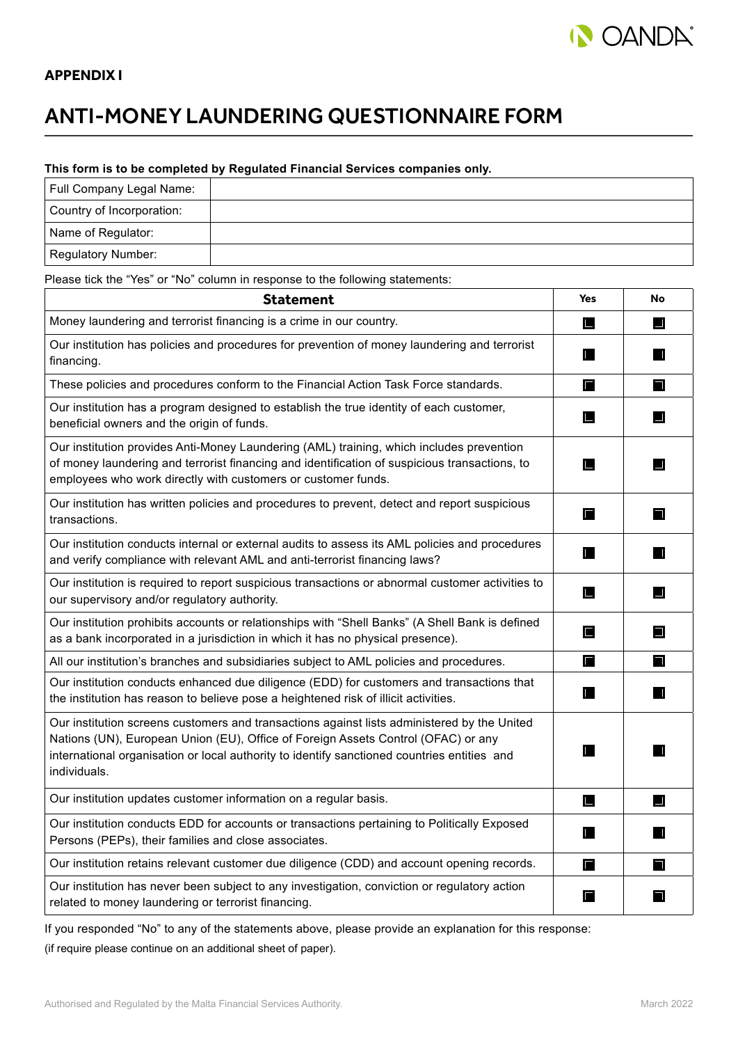**APPENDIX I**

# ANTI-MONEY LAUNDERING QUESTIONNAIRE FORM

**This form is to be completed by Regulated Financial Services companies only.**

| Full Company Legal Name: | |
|---|---|
| Country of Incorporation: | |
| Name of Regulator: | |
| Regulatory Number: | |

Please tick the "Yes" or "No" column in response to the following statements:

| Statement | Yes | No |
|---|---|---|
| Money laundering and terrorist financing is a crime in our country. | ☐ | ☐ |
| Our institution has policies and procedures for prevention of money laundering and terrorist financing. | ☐ | ☐ |
| These policies and procedures conform to the Financial Action Task Force standards. | ☐ | ☐ |
| Our institution has a program designed to establish the true identity of each customer, beneficial owners and the origin of funds. | ☐ | ☐ |
| Our institution provides Anti-Money Laundering (AML) training, which includes prevention of money laundering and terrorist financing and identification of suspicious transactions, to employees who work directly with customers or customer funds. | ☐ | ☐ |
| Our institution has written policies and procedures to prevent, detect and report suspicious transactions. | ☐ | ☐ |
| Our institution conducts internal or external audits to assess its AML policies and procedures and verify compliance with relevant AML and anti-terrorist financing laws? | ☐ | ☐ |
| Our institution is required to report suspicious transactions or abnormal customer activities to our supervisory and/or regulatory authority. | ☐ | ☐ |
| Our institution prohibits accounts or relationships with "Shell Banks" (A Shell Bank is defined as a bank incorporated in a jurisdiction in which it has no physical presence). | ☐ | ☐ |
| All our institution's branches and subsidiaries subject to AML policies and procedures. | ☐ | ☐ |
| Our institution conducts enhanced due diligence (EDD) for customers and transactions that the institution has reason to believe pose a heightened risk of illicit activities. | ☐ | ☐ |
| Our institution screens customers and transactions against lists administered by the United Nations (UN), European Union (EU), Office of Foreign Assets Control (OFAC) or any international organisation or local authority to identify sanctioned countries entities and individuals. | ☐ | ☐ |
| Our institution updates customer information on a regular basis. | ☐ | ☐ |
| Our institution conducts EDD for accounts or transactions pertaining to Politically Exposed Persons (PEPs), their families and close associates. | ☐ | ☐ |
| Our institution retains relevant customer due diligence (CDD) and account opening records. | ☐ | ☐ |
| Our institution has never been subject to any investigation, conviction or regulatory action related to money laundering or terrorist financing. | ☐ | ☐ |

If you responded "No" to any of the statements above, please provide an explanation for this response:

(if require please continue on an additional sheet of paper).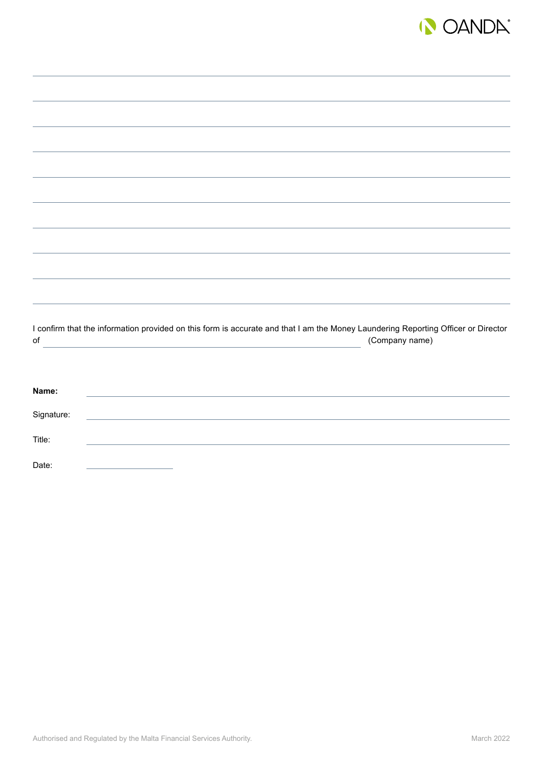I confirm that the information provided on this form is accurate and that I am the Money Laundering Reporting Officer or Director of ____________________________________________ (Company name)

**Name:** ____________________________________________

Signature: ____________________________________________

Title: ____________________________________________

Date: ____________________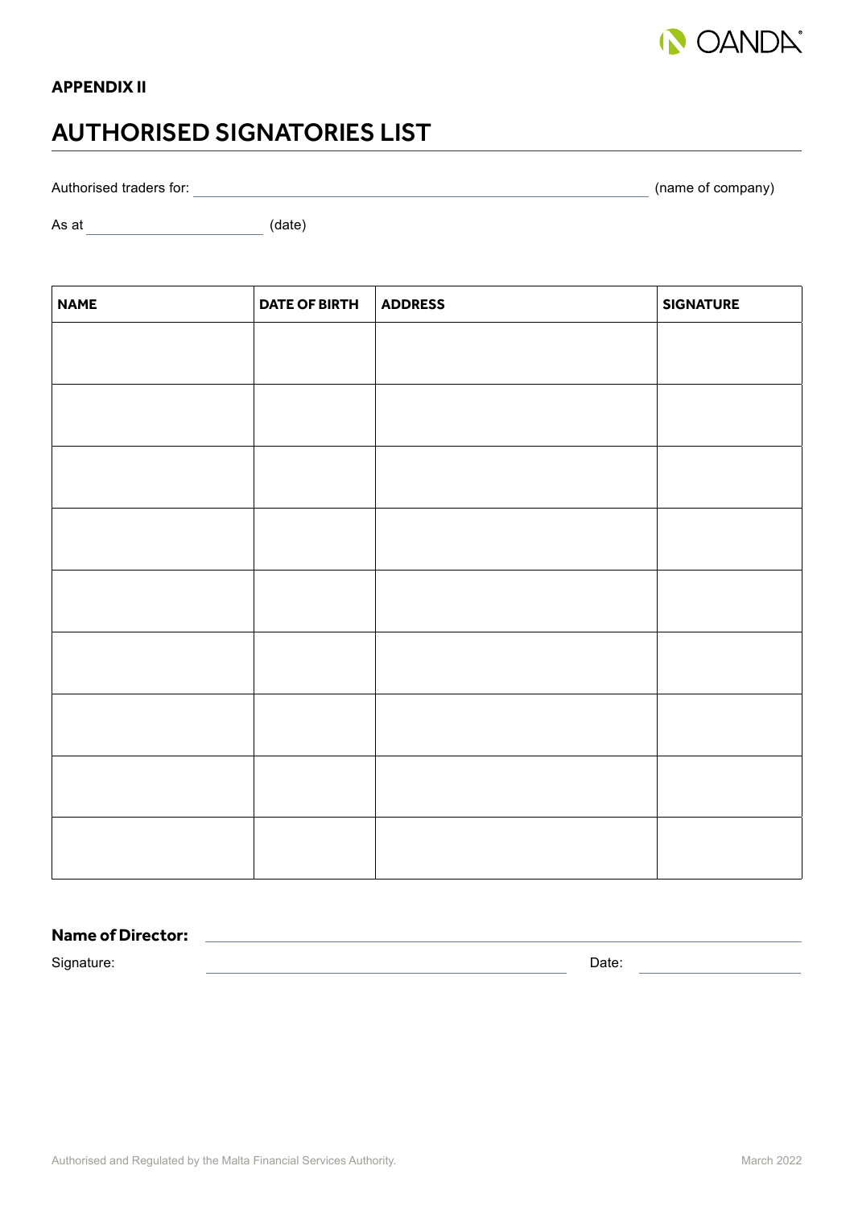**APPENDIX II**

# AUTHORISED SIGNATORIES LIST

Authorised traders for: ________________________________________ (name of company)

As at ____________________ (date)

| NAME | DATE OF BIRTH | ADDRESS | SIGNATURE |
|---|---|---|---|
| | | | |
| | | | |
| | | | |
| | | | |
| | | | |
| | | | |
| | | | |
| | | | |
| | | | |

**Name of Director:** ________________________________________

Signature: ________________________________ Date: ________________

Authorised and Regulated by the Malta Financial Services Authority.

March 2022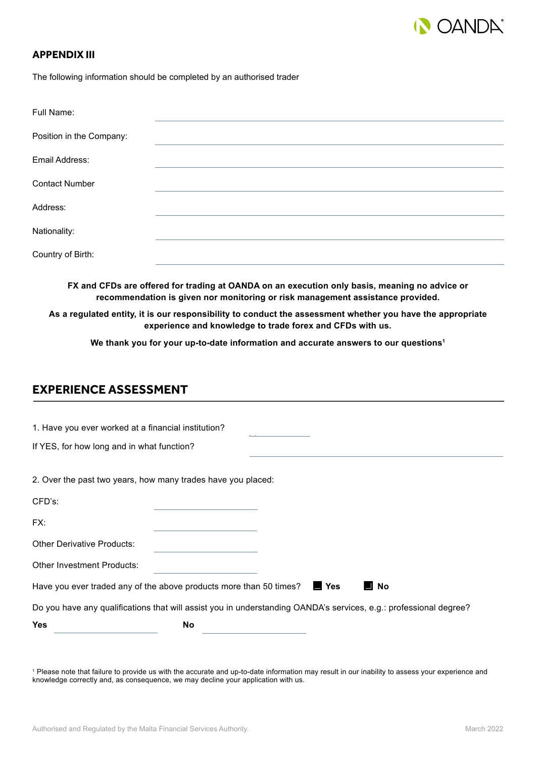## APPENDIX III

The following information should be completed by an authorised trader

Full Name: ______________________

Position in the Company: ______________________

Email Address: ______________________

Contact Number ______________________

Address: ______________________

Nationality: ______________________

Country of Birth: ______________________

**FX and CFDs are offered for trading at OANDA on an execution only basis, meaning no advice or recommendation is given nor monitoring or risk management assistance provided.**

**As a regulated entity, it is our responsibility to conduct the assessment whether you have the appropriate experience and knowledge to trade forex and CFDs with us.**

**We thank you for your up-to-date information and accurate answers to our questions[1]**

## EXPERIENCE ASSESSMENT

1. Have you ever worked at a financial institution? ______________________

If YES, for how long and in what function? ______________________

2. Over the past two years, how many trades have you placed:

CFD's: ______________________

FX: ______________________

Other Derivative Products: ______________________

Other Investment Products: ______________________

Have you ever traded any of the above products more than 50 times? ☐ **Yes** ☐ **No**

Do you have any qualifications that will assist you in understanding OANDA's services, e.g.: professional degree?

**Yes** ______________________ **No** ______________________

[1] Please note that failure to provide us with the accurate and up-to-date information may result in our inability to assess your experience and knowledge correctly and, as consequence, we may decline your application with us.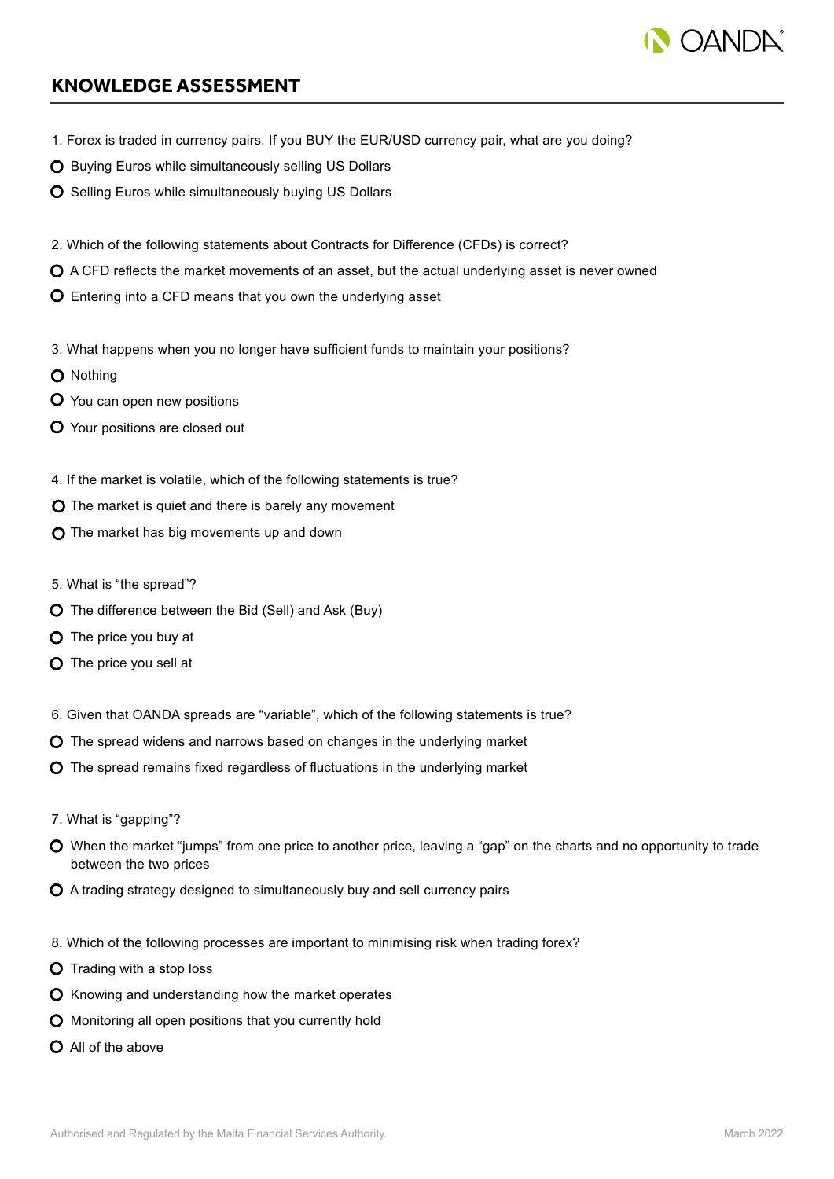## KNOWLEDGE ASSESSMENT

1. Forex is traded in currency pairs. If you BUY the EUR/USD currency pair, what are you doing?

- ○ Buying Euros while simultaneously selling US Dollars
- ○ Selling Euros while simultaneously buying US Dollars

2. Which of the following statements about Contracts for Difference (CFDs) is correct?

- ○ A CFD reflects the market movements of an asset, but the actual underlying asset is never owned
- ○ Entering into a CFD means that you own the underlying asset

3. What happens when you no longer have sufficient funds to maintain your positions?

- ○ Nothing
- ○ You can open new positions
- ○ Your positions are closed out

4. If the market is volatile, which of the following statements is true?

- ○ The market is quiet and there is barely any movement
- ○ The market has big movements up and down

5. What is “the spread”?

- ○ The difference between the Bid (Sell) and Ask (Buy)
- ○ The price you buy at
- ○ The price you sell at

6. Given that OANDA spreads are “variable”, which of the following statements is true?

- ○ The spread widens and narrows based on changes in the underlying market
- ○ The spread remains fixed regardless of fluctuations in the underlying market

7. What is “gapping”?

- ○ When the market “jumps” from one price to another price, leaving a “gap” on the charts and no opportunity to trade between the two prices
- ○ A trading strategy designed to simultaneously buy and sell currency pairs

8. Which of the following processes are important to minimising risk when trading forex?

- ○ Trading with a stop loss
- ○ Knowing and understanding how the market operates
- ○ Monitoring all open positions that you currently hold
- ○ All of the above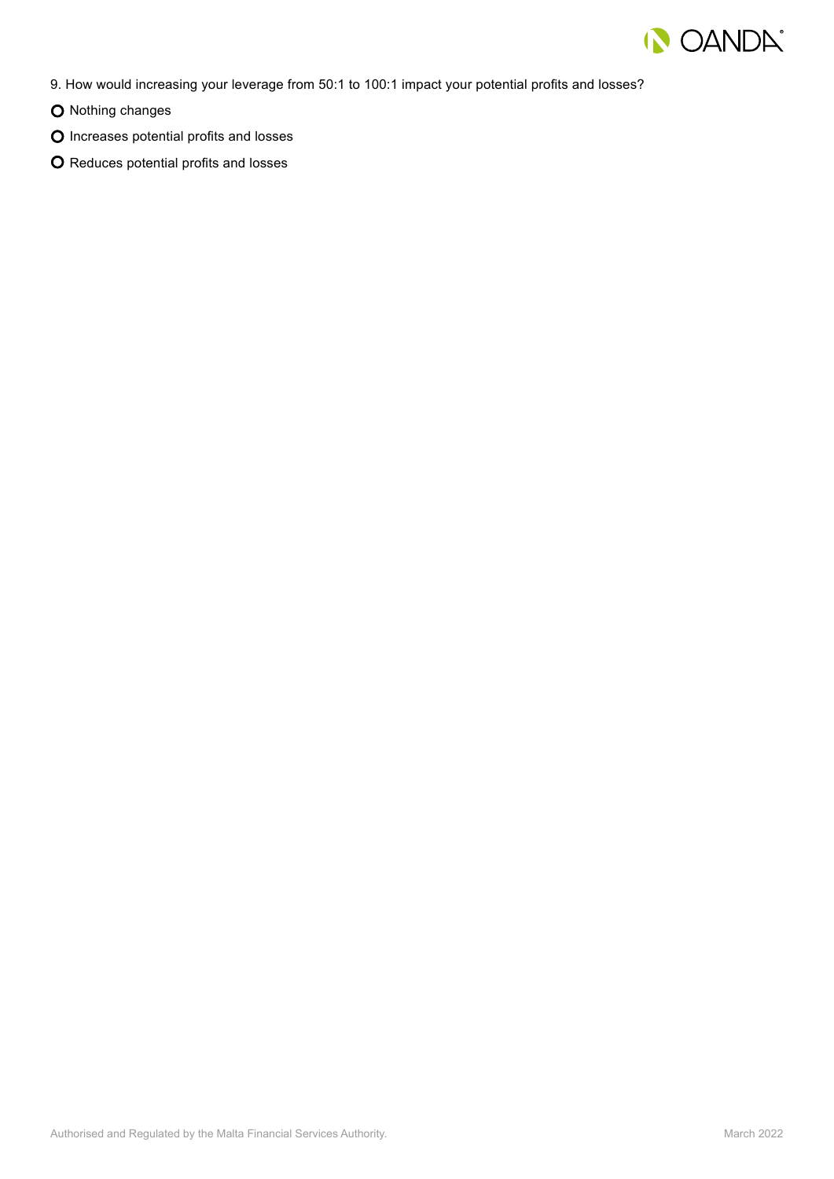9. How would increasing your leverage from 50:1 to 100:1 impact your potential profits and losses?

- Nothing changes
- Increases potential profits and losses
- Reduces potential profits and losses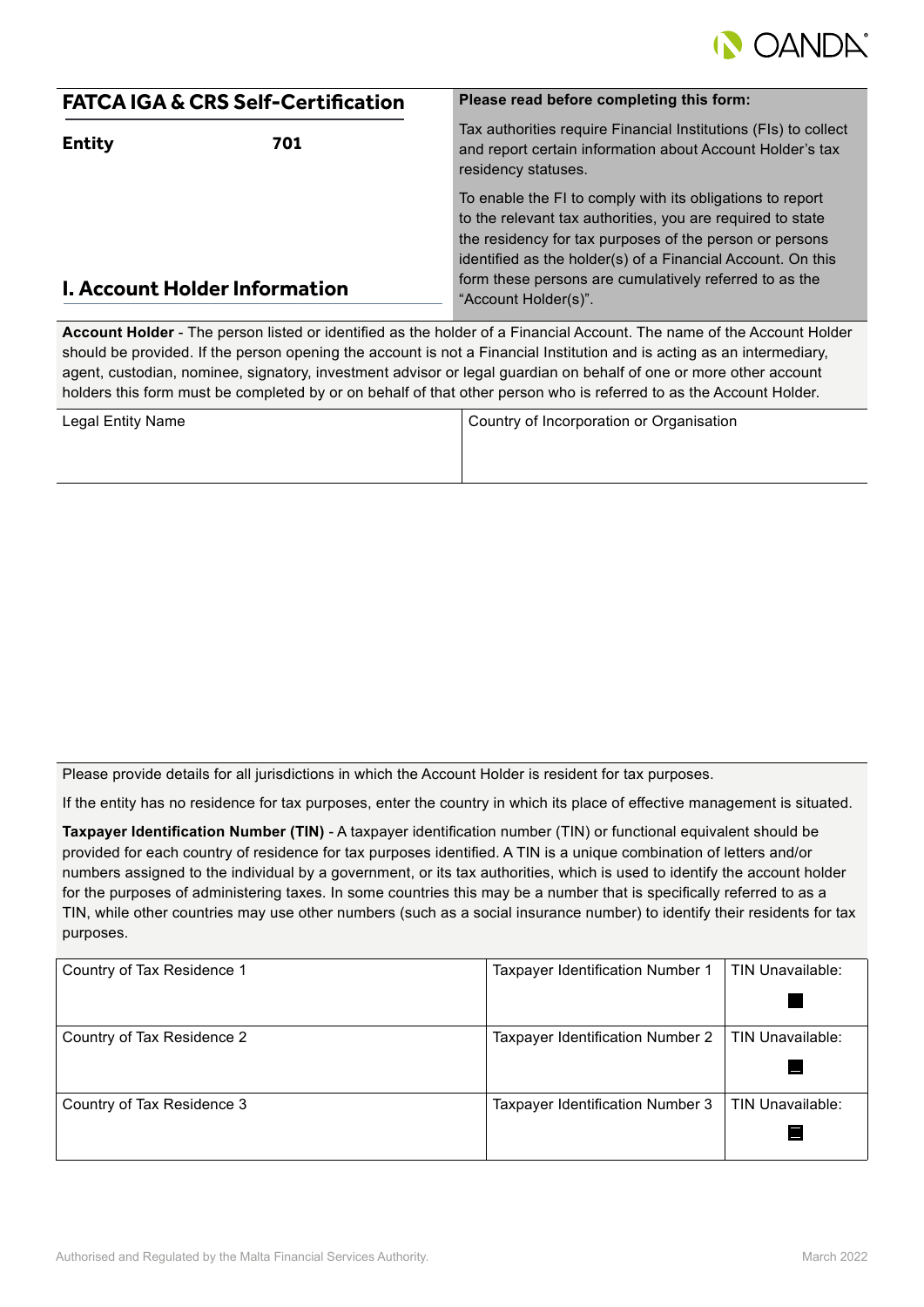## FATCA IGA & CRS Self-Certification

**Entity** **701**

**Please read before completing this form:**

Tax authorities require Financial Institutions (FIs) to collect and report certain information about Account Holder's tax residency statuses.

To enable the FI to comply with its obligations to report to the relevant tax authorities, you are required to state the residency for tax purposes of the person or persons identified as the holder(s) of a Financial Account. On this form these persons are cumulatively referred to as the "Account Holder(s)".

## I. Account Holder Information

**Account Holder** - The person listed or identified as the holder of a Financial Account. The name of the Account Holder should be provided. If the person opening the account is not a Financial Institution and is acting as an intermediary, agent, custodian, nominee, signatory, investment advisor or legal guardian on behalf of one or more other account holders this form must be completed by or on behalf of that other person who is referred to as the Account Holder.

| Legal Entity Name | Country of Incorporation or Organisation |
|---|---|
| | |

Please provide details for all jurisdictions in which the Account Holder is resident for tax purposes.

If the entity has no residence for tax purposes, enter the country in which its place of effective management is situated.

**Taxpayer Identification Number (TIN)** - A taxpayer identification number (TIN) or functional equivalent should be provided for each country of residence for tax purposes identified. A TIN is a unique combination of letters and/or numbers assigned to the individual by a government, or its tax authorities, which is used to identify the account holder for the purposes of administering taxes. In some countries this may be a number that is specifically referred to as a TIN, while other countries may use other numbers (such as a social insurance number) to identify their residents for tax purposes.

| Country of Tax Residence | Taxpayer Identification Number | TIN Unavailable |
|---|---|---|
| Country of Tax Residence 1 | Taxpayer Identification Number 1 | TIN Unavailable: ☐ |
| Country of Tax Residence 2 | Taxpayer Identification Number 2 | TIN Unavailable: ☐ |
| Country of Tax Residence 3 | Taxpayer Identification Number 3 | TIN Unavailable: ☐ |

Authorised and Regulated by the Malta Financial Services Authority.

March 2022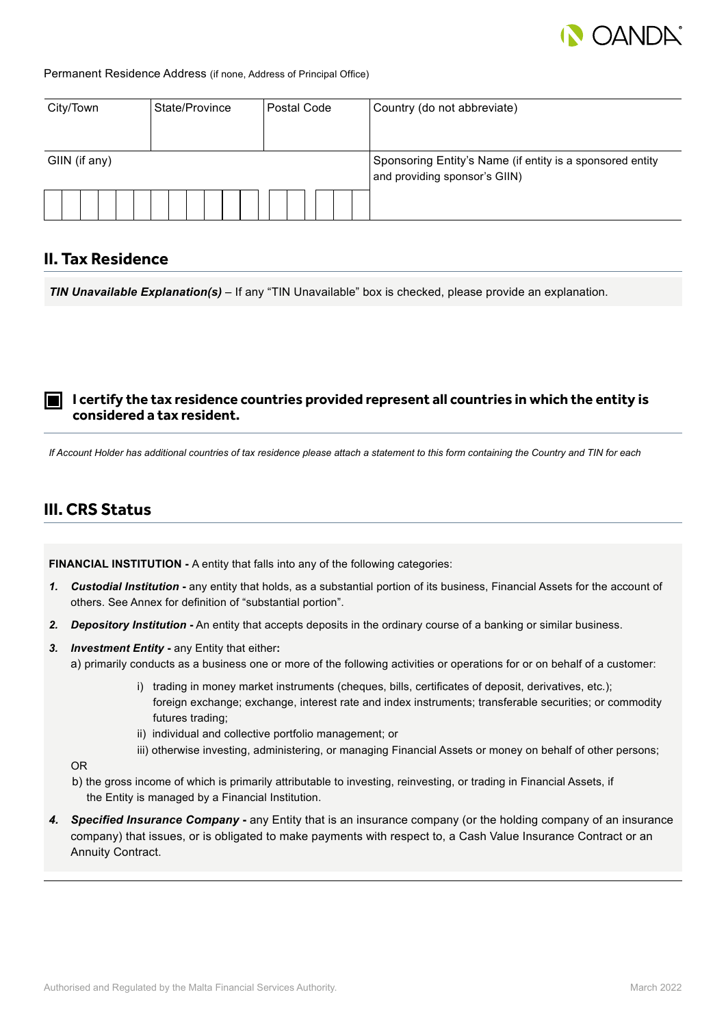Permanent Residence Address (if none, Address of Principal Office)

| City/Town | State/Province | Postal Code | Country (do not abbreviate) |
|---|---|---|---|
| | | | |
| GIIN (if any) | | | Sponsoring Entity's Name (if entity is a sponsored entity and providing sponsor's GIIN) |
| | | | |

## II. Tax Residence

***TIN Unavailable Explanation(s)*** – If any "TIN Unavailable" box is checked, please provide an explanation.

☐ **I certify the tax residence countries provided represent all countries in which the entity is considered a tax resident.**

*If Account Holder has additional countries of tax residence please attach a statement to this form containing the Country and TIN for each*

## III. CRS Status

**FINANCIAL INSTITUTION -** A entity that falls into any of the following categories:

1. ***Custodial Institution -*** any entity that holds, as a substantial portion of its business, Financial Assets for the account of others. See Annex for definition of "substantial portion".
2. ***Depository Institution -*** An entity that accepts deposits in the ordinary course of a banking or similar business.
3. ***Investment Entity* -** any Entity that either**:**

   a) primarily conducts as a business one or more of the following activities or operations for or on behalf of a customer:

   i) trading in money market instruments (cheques, bills, certificates of deposit, derivatives, etc.); foreign exchange; exchange, interest rate and index instruments; transferable securities; or commodity futures trading;

   ii) individual and collective portfolio management; or

   iii) otherwise investing, administering, or managing Financial Assets or money on behalf of other persons;

   OR

   b) the gross income of which is primarily attributable to investing, reinvesting, or trading in Financial Assets, if the Entity is managed by a Financial Institution.
4. ***Specified Insurance Company* -** any Entity that is an insurance company (or the holding company of an insurance company) that issues, or is obligated to make payments with respect to, a Cash Value Insurance Contract or an Annuity Contract.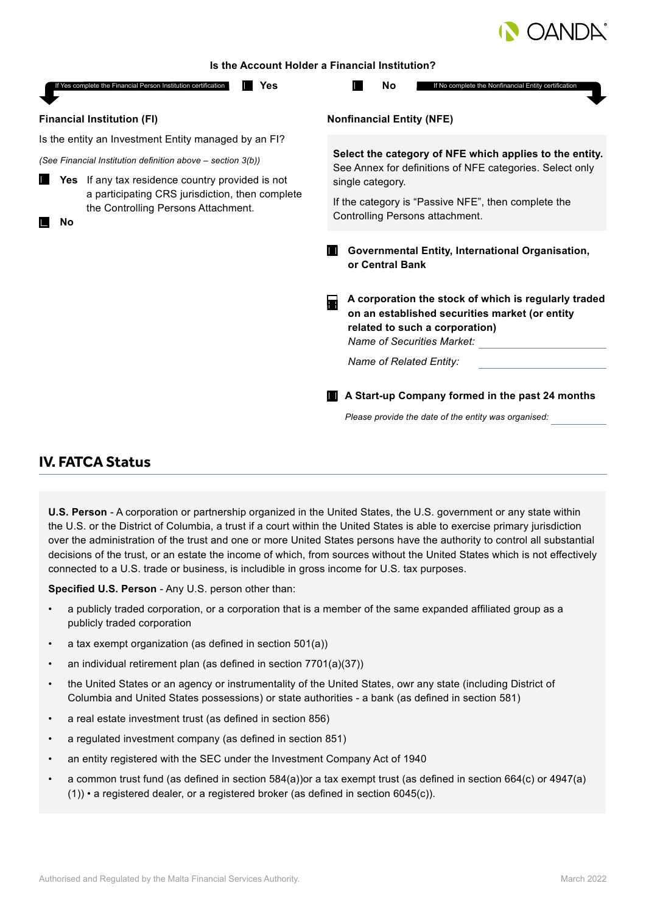**Is the Account Holder a Financial Institution?**

If Yes complete the Financial Person Institution certification ☐ **Yes** ☐ **No** If No complete the Nonfinancial Entity certification

### Financial Institution (FI)

Is the entity an Investment Entity managed by an FI?

*(See Financial Institution definition above – section 3(b))*

☐ **Yes** If any tax residence country provided is not a participating CRS jurisdiction, then complete the Controlling Persons Attachment.

☐ **No**

### Nonfinancial Entity (NFE)

**Select the category of NFE which applies to the entity.** See Annex for definitions of NFE categories. Select only single category.

If the category is "Passive NFE", then complete the Controlling Persons attachment.

☐ **Governmental Entity, International Organisation, or Central Bank**

☐ **A corporation the stock of which is regularly traded on an established securities market (or entity related to such a corporation)**

*Name of Securities Market:* ____________

*Name of Related Entity:* ____________

☐ **A Start-up Company formed in the past 24 months**

*Please provide the date of the entity was organised:* ____________

## IV. FATCA Status

**U.S. Person** - A corporation or partnership organized in the United States, the U.S. government or any state within the U.S. or the District of Columbia, a trust if a court within the United States is able to exercise primary jurisdiction over the administration of the trust and one or more United States persons have the authority to control all substantial decisions of the trust, or an estate the income of which, from sources without the United States which is not effectively connected to a U.S. trade or business, is includible in gross income for U.S. tax purposes.

**Specified U.S. Person** - Any U.S. person other than:

- a publicly traded corporation, or a corporation that is a member of the same expanded affiliated group as a publicly traded corporation
- a tax exempt organization (as defined in section 501(a))
- an individual retirement plan (as defined in section 7701(a)(37))
- the United States or an agency or instrumentality of the United States, owr any state (including District of Columbia and United States possessions) or state authorities - a bank (as defined in section 581)
- a real estate investment trust (as defined in section 856)
- a regulated investment company (as defined in section 851)
- an entity registered with the SEC under the Investment Company Act of 1940
- a common trust fund (as defined in section 584(a))or a tax exempt trust (as defined in section 664(c) or 4947(a)(1)) • a registered dealer, or a registered broker (as defined in section 6045(c)).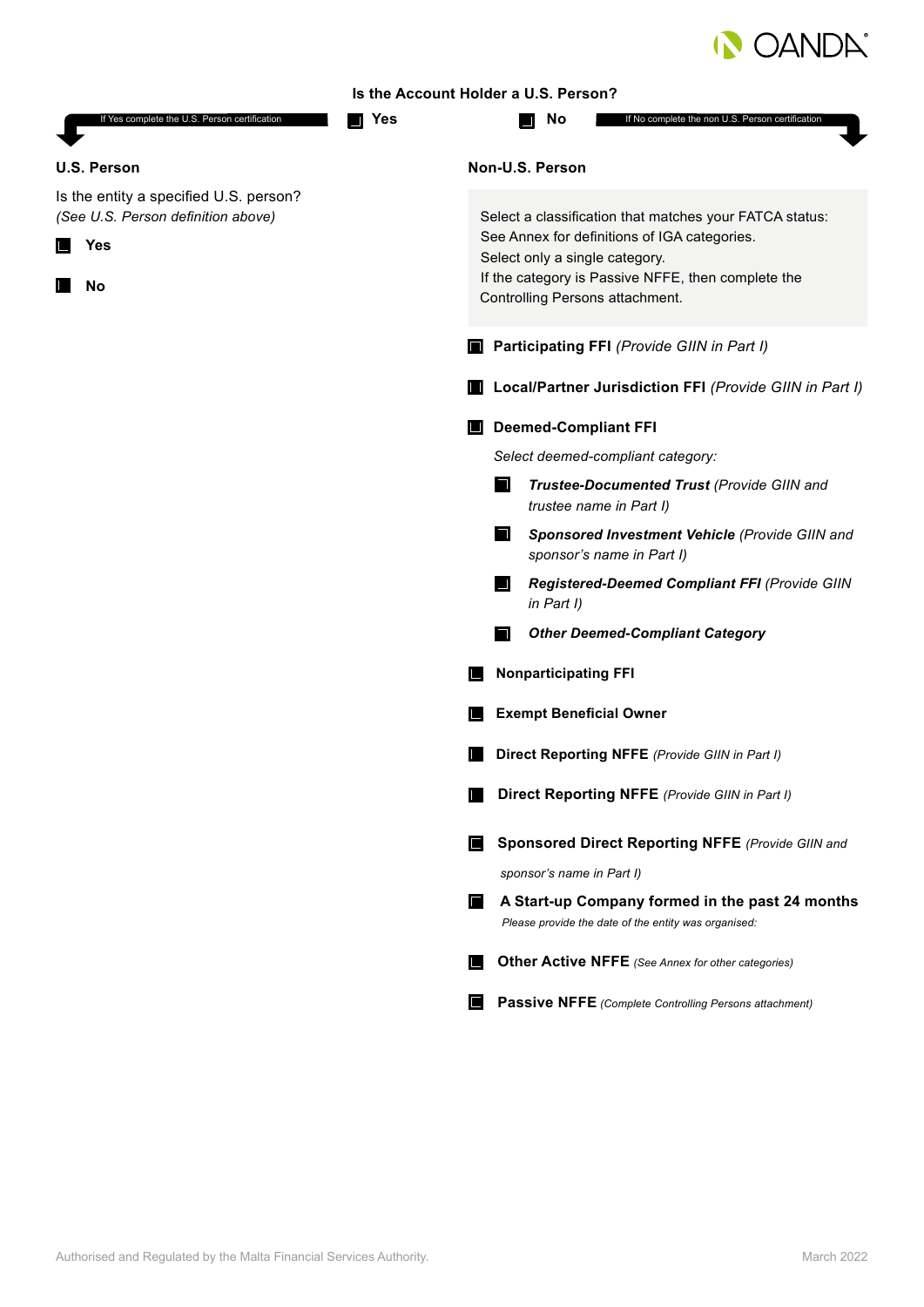**Is the Account Holder a U.S. Person?**

If Yes complete the U.S. Person certification ☐ **Yes** ☐ **No** If No complete the non U.S. Person certification

**U.S. Person**

Is the entity a specified U.S. person?
*(See U.S. Person definition above)*

☐ **Yes**

☐ **No**

**Non-U.S. Person**

Select a classification that matches your FATCA status:
See Annex for definitions of IGA categories.
Select only a single category.
If the category is Passive NFFE, then complete the Controlling Persons attachment.

☐ **Participating FFI** *(Provide GIIN in Part I)*

☐ **Local/Partner Jurisdiction FFI** *(Provide GIIN in Part I)*

☐ **Deemed-Compliant FFI**

*Select deemed-compliant category:*

- ☐ ***Trustee-Documented Trust*** *(Provide GIIN and trustee name in Part I)*
- ☐ ***Sponsored Investment Vehicle*** *(Provide GIIN and sponsor's name in Part I)*
- ☐ ***Registered-Deemed Compliant FFI*** *(Provide GIIN in Part I)*
- ☐ ***Other Deemed-Compliant Category***

☐ **Nonparticipating FFI**

☐ **Exempt Beneficial Owner**

☐ **Direct Reporting NFFE** *(Provide GIIN in Part I)*

☐ **Direct Reporting NFFE** *(Provide GIIN in Part I)*

☐ **Sponsored Direct Reporting NFFE** *(Provide GIIN and sponsor's name in Part I)*

☐ **A Start-up Company formed in the past 24 months**
*Please provide the date of the entity was organised:*

☐ **Other Active NFFE** *(See Annex for other categories)*

☐ **Passive NFFE** *(Complete Controlling Persons attachment)*

Authorised and Regulated by the Malta Financial Services Authority.

March 2022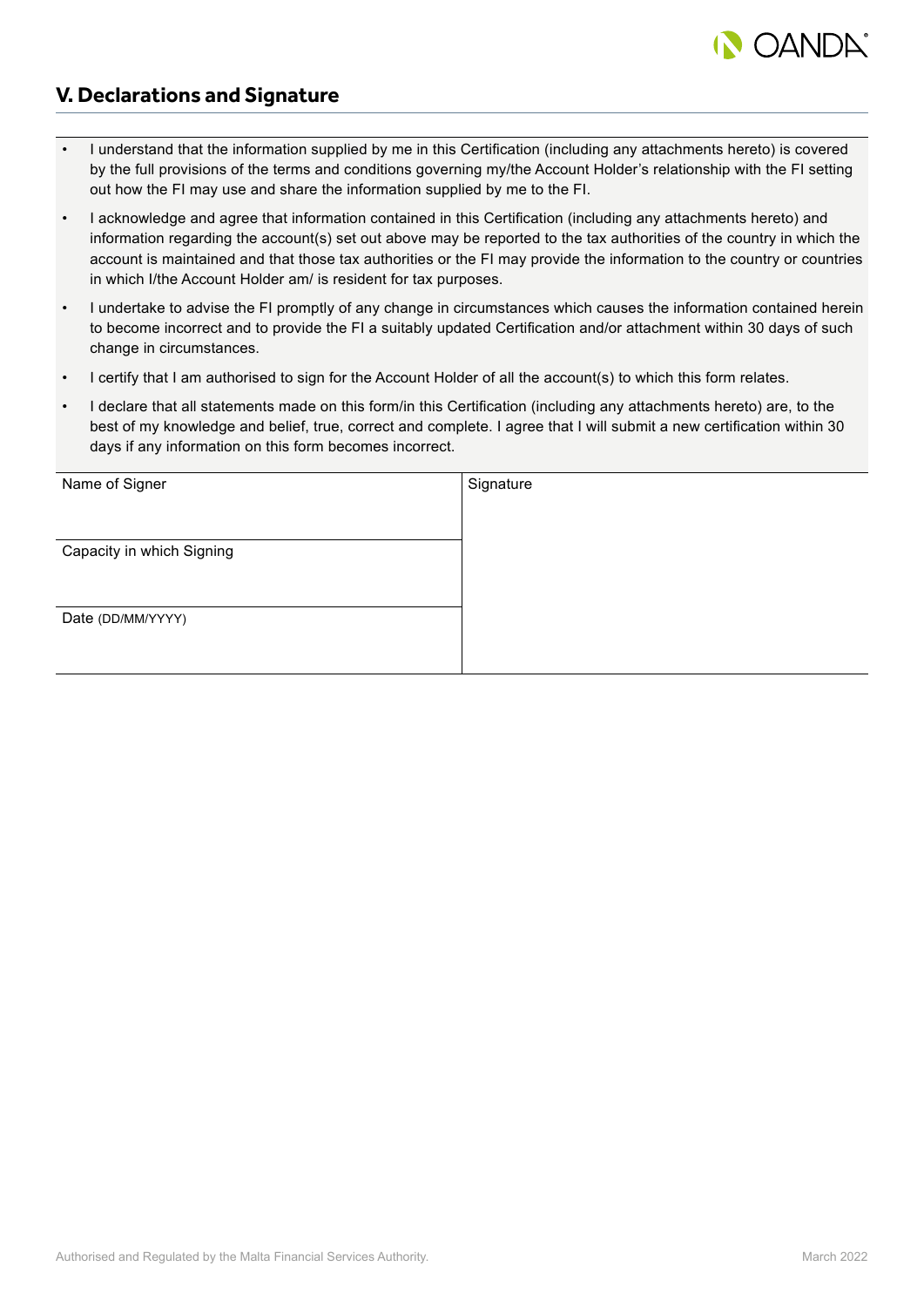## V. Declarations and Signature

- I understand that the information supplied by me in this Certification (including any attachments hereto) is covered by the full provisions of the terms and conditions governing my/the Account Holder's relationship with the FI setting out how the FI may use and share the information supplied by me to the FI.
- I acknowledge and agree that information contained in this Certification (including any attachments hereto) and information regarding the account(s) set out above may be reported to the tax authorities of the country in which the account is maintained and that those tax authorities or the FI may provide the information to the country or countries in which I/the Account Holder am/ is resident for tax purposes.
- I undertake to advise the FI promptly of any change in circumstances which causes the information contained herein to become incorrect and to provide the FI a suitably updated Certification and/or attachment within 30 days of such change in circumstances.
- I certify that I am authorised to sign for the Account Holder of all the account(s) to which this form relates.
- I declare that all statements made on this form/in this Certification (including any attachments hereto) are, to the best of my knowledge and belief, true, correct and complete. I agree that I will submit a new certification within 30 days if any information on this form becomes incorrect.

| Name of Signer | Signature |
| --- | --- |
| Capacity in which Signing | |
| Date (DD/MM/YYYY) | |

Authorised and Regulated by the Malta Financial Services Authority.

March 2022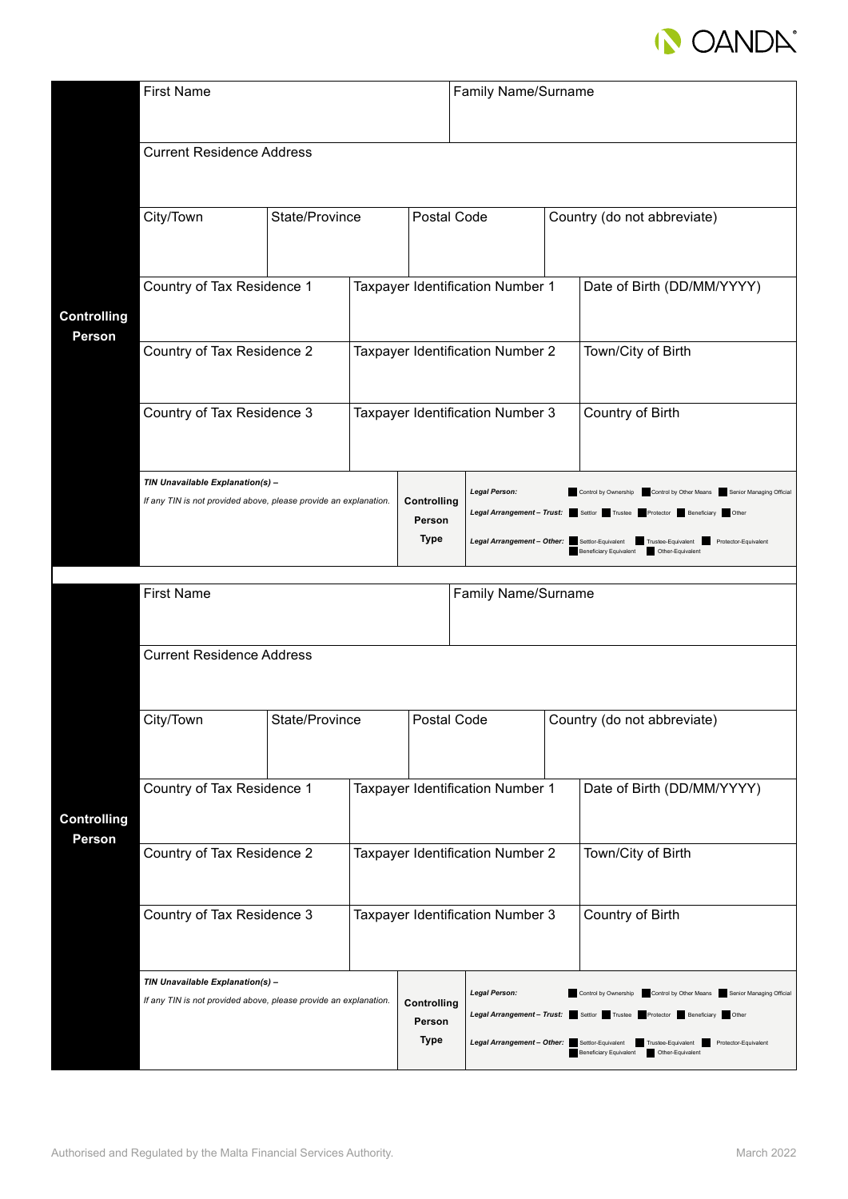**Controlling Person**

| First Name | | | Family Name/Surname | |
|---|---|---|---|---|
| Current Residence Address | | | | |
| City/Town | State/Province | Postal Code | Country (do not abbreviate) | |
| Country of Tax Residence 1 | Taxpayer Identification Number 1 | | Date of Birth (DD/MM/YYYY) | |
| Country of Tax Residence 2 | Taxpayer Identification Number 2 | | Town/City of Birth | |
| Country of Tax Residence 3 | Taxpayer Identification Number 3 | | Country of Birth | |
| *TIN Unavailable Explanation(s) –* *If any TIN is not provided above, please provide an explanation.* | **Controlling Person Type** | *Legal Person:* ☐ Control by Ownership ☐ Control by Other Means ☐ Senior Managing Official *Legal Arrangement – Trust:* ☐ Settlor ☐ Trustee ☐ Protector ☐ Beneficiary ☐ Other *Legal Arrangement – Other:* ☐ Settlor-Equivalent ☐ Trustee-Equivalent ☐ Protector-Equivalent ☐ Beneficiary Equivalent ☐ Other-Equivalent | | |

**Controlling Person**

| First Name | | | Family Name/Surname | |
|---|---|---|---|---|
| Current Residence Address | | | | |
| City/Town | State/Province | Postal Code | Country (do not abbreviate) | |
| Country of Tax Residence 1 | Taxpayer Identification Number 1 | | Date of Birth (DD/MM/YYYY) | |
| Country of Tax Residence 2 | Taxpayer Identification Number 2 | | Town/City of Birth | |
| Country of Tax Residence 3 | Taxpayer Identification Number 3 | | Country of Birth | |
| *TIN Unavailable Explanation(s) –* *If any TIN is not provided above, please provide an explanation.* | **Controlling Person Type** | *Legal Person:* ☐ Control by Ownership ☐ Control by Other Means ☐ Senior Managing Official *Legal Arrangement – Trust:* ☐ Settlor ☐ Trustee ☐ Protector ☐ Beneficiary ☐ Other *Legal Arrangement – Other:* ☐ Settlor-Equivalent ☐ Trustee-Equivalent ☐ Protector-Equivalent ☐ Beneficiary Equivalent ☐ Other-Equivalent | | |

Authorised and Regulated by the Malta Financial Services Authority.

March 2022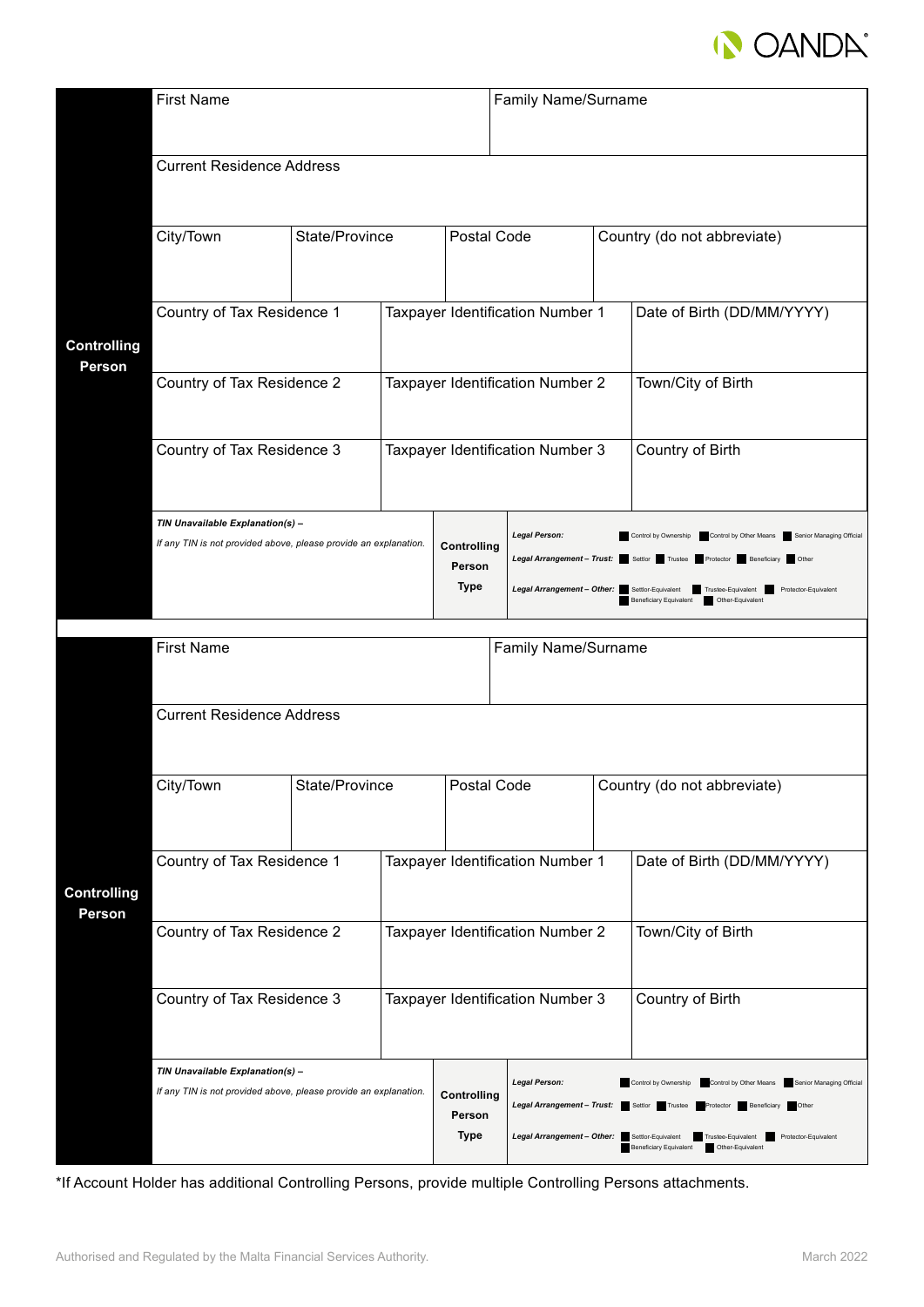**Controlling Person**

| First Name | | | Family Name/Surname | |
|---|---|---|---|---|
| Current Residence Address | | | | |
| City/Town | State/Province | Postal Code | Country (do not abbreviate) | |
| Country of Tax Residence 1 | Taxpayer Identification Number 1 | | Date of Birth (DD/MM/YYYY) | |
| Country of Tax Residence 2 | Taxpayer Identification Number 2 | | Town/City of Birth | |
| Country of Tax Residence 3 | Taxpayer Identification Number 3 | | Country of Birth | |
| ***TIN Unavailable Explanation(s) –*** *If any TIN is not provided above, please provide an explanation.* | **Controlling Person Type** | ***Legal Person:*** Control by Ownership / Control by Other Means / Senior Managing Official<br>***Legal Arrangement – Trust:*** Settlor / Trustee / Protector / Beneficiary / Other<br>***Legal Arrangement – Other:*** Settlor-Equivalent / Trustee-Equivalent / Protector-Equivalent / Beneficiary Equivalent / Other-Equivalent | | |

**Controlling Person**

| First Name | | | Family Name/Surname | |
|---|---|---|---|---|
| Current Residence Address | | | | |
| City/Town | State/Province | Postal Code | Country (do not abbreviate) | |
| Country of Tax Residence 1 | Taxpayer Identification Number 1 | | Date of Birth (DD/MM/YYYY) | |
| Country of Tax Residence 2 | Taxpayer Identification Number 2 | | Town/City of Birth | |
| Country of Tax Residence 3 | Taxpayer Identification Number 3 | | Country of Birth | |
| ***TIN Unavailable Explanation(s) –*** *If any TIN is not provided above, please provide an explanation.* | **Controlling Person Type** | ***Legal Person:*** Control by Ownership / Control by Other Means / Senior Managing Official<br>***Legal Arrangement – Trust:*** Settlor / Trustee / Protector / Beneficiary / Other<br>***Legal Arrangement – Other:*** Settlor-Equivalent / Trustee-Equivalent / Protector-Equivalent / Beneficiary Equivalent / Other-Equivalent | | |

*If Account Holder has additional Controlling Persons, provide multiple Controlling Persons attachments.

Authorised and Regulated by the Malta Financial Services Authority.

March 2022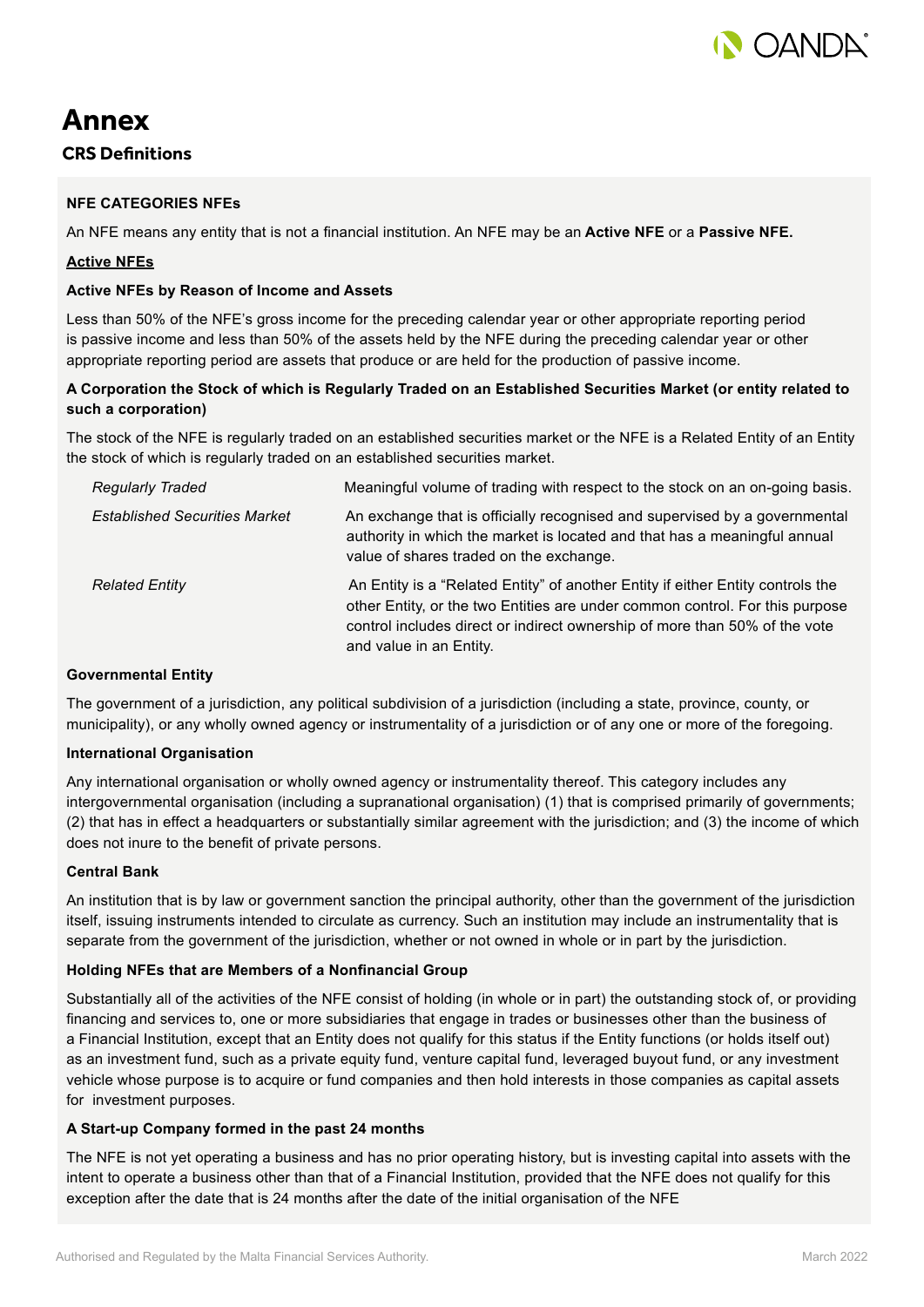# Annex

## CRS Definitions

**NFE CATEGORIES NFEs**

An NFE means any entity that is not a financial institution. An NFE may be an **Active NFE** or a **Passive NFE.**

**Active NFEs**

**Active NFEs by Reason of Income and Assets**

Less than 50% of the NFE's gross income for the preceding calendar year or other appropriate reporting period is passive income and less than 50% of the assets held by the NFE during the preceding calendar year or other appropriate reporting period are assets that produce or are held for the production of passive income.

**A Corporation the Stock of which is Regularly Traded on an Established Securities Market (or entity related to such a corporation)**

The stock of the NFE is regularly traded on an established securities market or the NFE is a Related Entity of an Entity the stock of which is regularly traded on an established securities market.

| | |
|---|---|
| *Regularly Traded* | Meaningful volume of trading with respect to the stock on an on-going basis. |
| *Established Securities Market* | An exchange that is officially recognised and supervised by a governmental authority in which the market is located and that has a meaningful annual value of shares traded on the exchange. |
| *Related Entity* | An Entity is a "Related Entity" of another Entity if either Entity controls the other Entity, or the two Entities are under common control. For this purpose control includes direct or indirect ownership of more than 50% of the vote and value in an Entity. |

**Governmental Entity**

The government of a jurisdiction, any political subdivision of a jurisdiction (including a state, province, county, or municipality), or any wholly owned agency or instrumentality of a jurisdiction or of any one or more of the foregoing.

**International Organisation**

Any international organisation or wholly owned agency or instrumentality thereof. This category includes any intergovernmental organisation (including a supranational organisation) (1) that is comprised primarily of governments; (2) that has in effect a headquarters or substantially similar agreement with the jurisdiction; and (3) the income of which does not inure to the benefit of private persons.

**Central Bank**

An institution that is by law or government sanction the principal authority, other than the government of the jurisdiction itself, issuing instruments intended to circulate as currency. Such an institution may include an instrumentality that is separate from the government of the jurisdiction, whether or not owned in whole or in part by the jurisdiction.

**Holding NFEs that are Members of a Nonfinancial Group**

Substantially all of the activities of the NFE consist of holding (in whole or in part) the outstanding stock of, or providing financing and services to, one or more subsidiaries that engage in trades or businesses other than the business of a Financial Institution, except that an Entity does not qualify for this status if the Entity functions (or holds itself out) as an investment fund, such as a private equity fund, venture capital fund, leveraged buyout fund, or any investment vehicle whose purpose is to acquire or fund companies and then hold interests in those companies as capital assets for investment purposes.

**A Start-up Company formed in the past 24 months**

The NFE is not yet operating a business and has no prior operating history, but is investing capital into assets with the intent to operate a business other than that of a Financial Institution, provided that the NFE does not qualify for this exception after the date that is 24 months after the date of the initial organisation of the NFE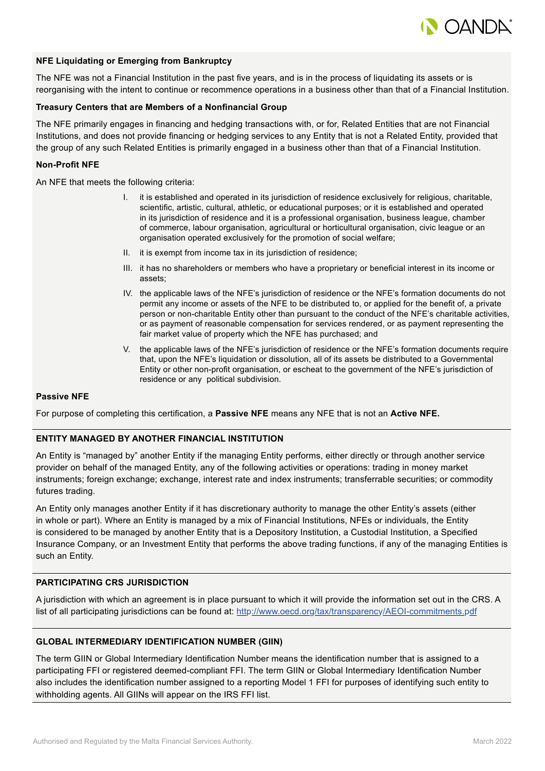**NFE Liquidating or Emerging from Bankruptcy**

The NFE was not a Financial Institution in the past five years, and is in the process of liquidating its assets or is reorganising with the intent to continue or recommence operations in a business other than that of a Financial Institution.

**Treasury Centers that are Members of a Nonfinancial Group**

The NFE primarily engages in financing and hedging transactions with, or for, Related Entities that are not Financial Institutions, and does not provide financing or hedging services to any Entity that is not a Related Entity, provided that the group of any such Related Entities is primarily engaged in a business other than that of a Financial Institution.

**Non-Profit NFE**

An NFE that meets the following criteria:

I. it is established and operated in its jurisdiction of residence exclusively for religious, charitable, scientific, artistic, cultural, athletic, or educational purposes; or it is established and operated in its jurisdiction of residence and it is a professional organisation, business league, chamber of commerce, labour organisation, agricultural or horticultural organisation, civic league or an organisation operated exclusively for the promotion of social welfare;

II. it is exempt from income tax in its jurisdiction of residence;

III. it has no shareholders or members who have a proprietary or beneficial interest in its income or assets;

IV. the applicable laws of the NFE's jurisdiction of residence or the NFE's formation documents do not permit any income or assets of the NFE to be distributed to, or applied for the benefit of, a private person or non-charitable Entity other than pursuant to the conduct of the NFE's charitable activities, or as payment of reasonable compensation for services rendered, or as payment representing the fair market value of property which the NFE has purchased; and

V. the applicable laws of the NFE's jurisdiction of residence or the NFE's formation documents require that, upon the NFE's liquidation or dissolution, all of its assets be distributed to a Governmental Entity or other non-profit organisation, or escheat to the government of the NFE's jurisdiction of residence or any political subdivision.

**Passive NFE**

For purpose of completing this certification, a **Passive NFE** means any NFE that is not an **Active NFE.**

**ENTITY MANAGED BY ANOTHER FINANCIAL INSTITUTION**

An Entity is "managed by" another Entity if the managing Entity performs, either directly or through another service provider on behalf of the managed Entity, any of the following activities or operations: trading in money market instruments; foreign exchange; exchange, interest rate and index instruments; transferrable securities; or commodity futures trading.

An Entity only manages another Entity if it has discretionary authority to manage the other Entity's assets (either in whole or part). Where an Entity is managed by a mix of Financial Institutions, NFEs or individuals, the Entity is considered to be managed by another Entity that is a Depository Institution, a Custodial Institution, a Specified Insurance Company, or an Investment Entity that performs the above trading functions, if any of the managing Entities is such an Entity.

**PARTICIPATING CRS JURISDICTION**

A jurisdiction with which an agreement is in place pursuant to which it will provide the information set out in the CRS. A list of all participating jurisdictions can be found at: http://www.oecd.org/tax/transparency/AEOI-commitments.pdf

**GLOBAL INTERMEDIARY IDENTIFICATION NUMBER (GIIN)**

The term GIIN or Global Intermediary Identification Number means the identification number that is assigned to a participating FFI or registered deemed-compliant FFI. The term GIIN or Global Intermediary Identification Number also includes the identification number assigned to a reporting Model 1 FFI for purposes of identifying such entity to withholding agents. All GIINs will appear on the IRS FFI list.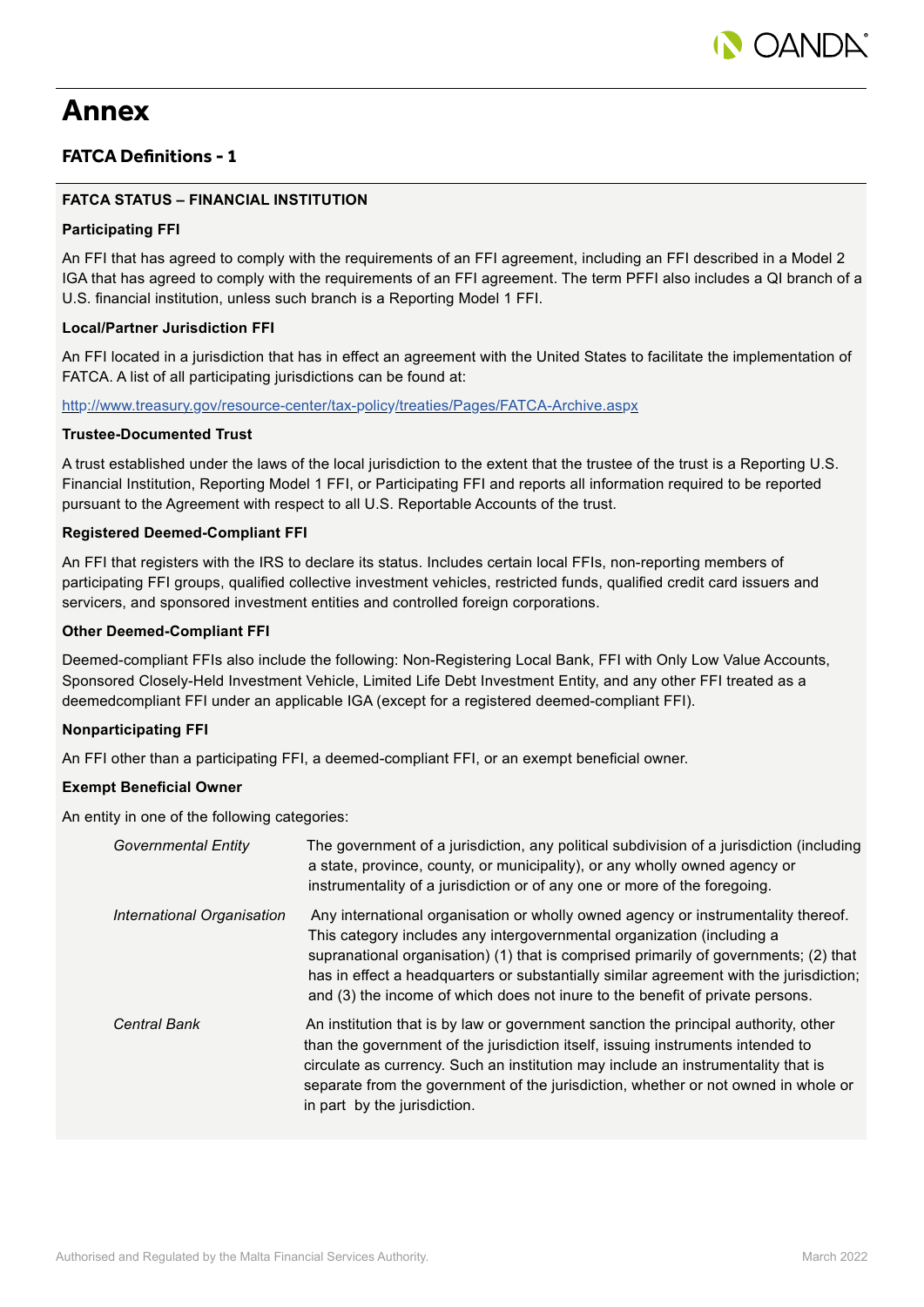# Annex

## FATCA Definitions - 1

**FATCA STATUS – FINANCIAL INSTITUTION**

**Participating FFI**

An FFI that has agreed to comply with the requirements of an FFI agreement, including an FFI described in a Model 2 IGA that has agreed to comply with the requirements of an FFI agreement. The term PFFI also includes a QI branch of a U.S. financial institution, unless such branch is a Reporting Model 1 FFI.

**Local/Partner Jurisdiction FFI**

An FFI located in a jurisdiction that has in effect an agreement with the United States to facilitate the implementation of FATCA. A list of all participating jurisdictions can be found at:

http://www.treasury.gov/resource-center/tax-policy/treaties/Pages/FATCA-Archive.aspx

**Trustee-Documented Trust**

A trust established under the laws of the local jurisdiction to the extent that the trustee of the trust is a Reporting U.S. Financial Institution, Reporting Model 1 FFI, or Participating FFI and reports all information required to be reported pursuant to the Agreement with respect to all U.S. Reportable Accounts of the trust.

**Registered Deemed-Compliant FFI**

An FFI that registers with the IRS to declare its status. Includes certain local FFIs, non-reporting members of participating FFI groups, qualified collective investment vehicles, restricted funds, qualified credit card issuers and servicers, and sponsored investment entities and controlled foreign corporations.

**Other Deemed-Compliant FFI**

Deemed-compliant FFIs also include the following: Non-Registering Local Bank, FFI with Only Low Value Accounts, Sponsored Closely-Held Investment Vehicle, Limited Life Debt Investment Entity, and any other FFI treated as a deemedcompliant FFI under an applicable IGA (except for a registered deemed-compliant FFI).

**Nonparticipating FFI**

An FFI other than a participating FFI, a deemed-compliant FFI, or an exempt beneficial owner.

**Exempt Beneficial Owner**

An entity in one of the following categories:

| | |
|---|---|
| *Governmental Entity* | The government of a jurisdiction, any political subdivision of a jurisdiction (including a state, province, county, or municipality), or any wholly owned agency or instrumentality of a jurisdiction or of any one or more of the foregoing. |
| *International Organisation* | Any international organisation or wholly owned agency or instrumentality thereof. This category includes any intergovernmental organization (including a supranational organisation) (1) that is comprised primarily of governments; (2) that has in effect a headquarters or substantially similar agreement with the jurisdiction; and (3) the income of which does not inure to the benefit of private persons. |
| *Central Bank* | An institution that is by law or government sanction the principal authority, other than the government of the jurisdiction itself, issuing instruments intended to circulate as currency. Such an institution may include an instrumentality that is separate from the government of the jurisdiction, whether or not owned in whole or in part by the jurisdiction. |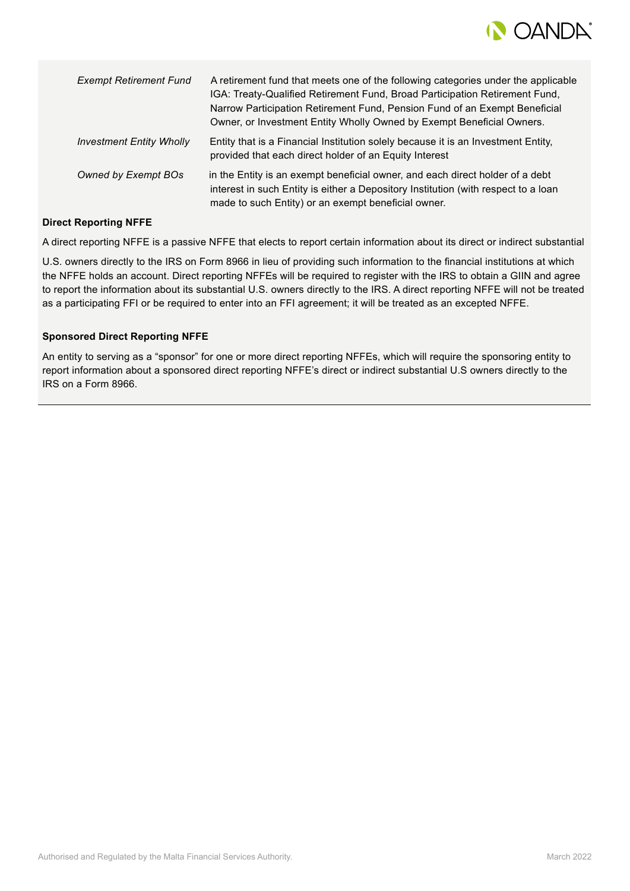| | |
|---|---|
| *Exempt Retirement Fund* | A retirement fund that meets one of the following categories under the applicable IGA: Treaty-Qualified Retirement Fund, Broad Participation Retirement Fund, Narrow Participation Retirement Fund, Pension Fund of an Exempt Beneficial Owner, or Investment Entity Wholly Owned by Exempt Beneficial Owners. |
| *Investment Entity Wholly Owned by Exempt BOs* | Entity that is a Financial Institution solely because it is an Investment Entity, provided that each direct holder of an Equity Interest in the Entity is an exempt beneficial owner, and each direct holder of a debt interest in such Entity is either a Depository Institution (with respect to a loan made to such Entity) or an exempt beneficial owner. |

**Direct Reporting NFFE**

A direct reporting NFFE is a passive NFFE that elects to report certain information about its direct or indirect substantial U.S. owners directly to the IRS on Form 8966 in lieu of providing such information to the financial institutions at which the NFFE holds an account. Direct reporting NFFEs will be required to register with the IRS to obtain a GIIN and agree to report the information about its substantial U.S. owners directly to the IRS. A direct reporting NFFE will not be treated as a participating FFI or be required to enter into an FFI agreement; it will be treated as an excepted NFFE.

**Sponsored Direct Reporting NFFE**

An entity to serving as a "sponsor" for one or more direct reporting NFFEs, which will require the sponsoring entity to report information about a sponsored direct reporting NFFE's direct or indirect substantial U.S owners directly to the IRS on a Form 8966.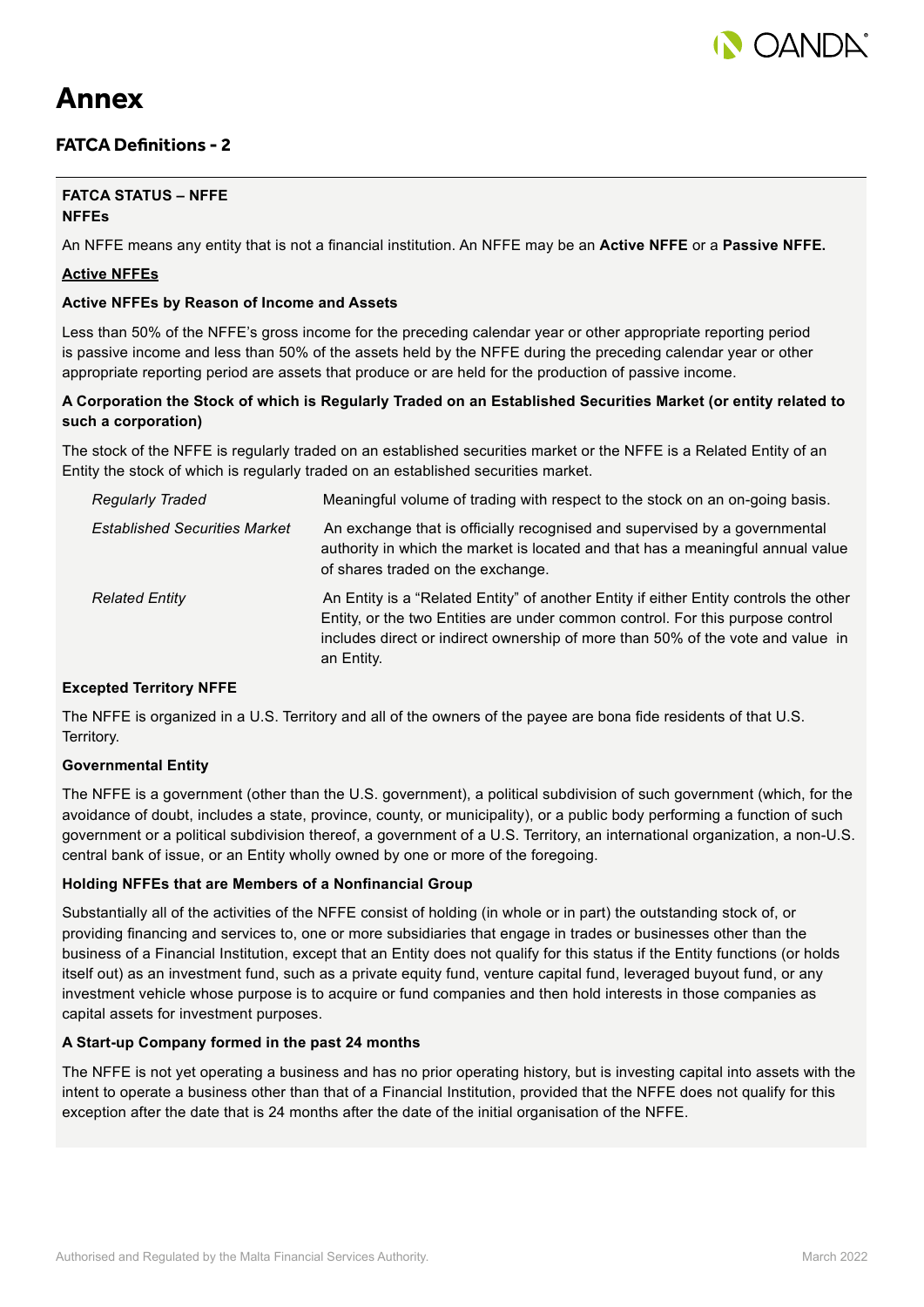# Annex

## FATCA Definitions - 2

**FATCA STATUS – NFFE**
**NFFEs**

An NFFE means any entity that is not a financial institution. An NFFE may be an **Active NFFE** or a **Passive NFFE.**

**Active NFFEs**

**Active NFFEs by Reason of Income and Assets**

Less than 50% of the NFFE's gross income for the preceding calendar year or other appropriate reporting period is passive income and less than 50% of the assets held by the NFFE during the preceding calendar year or other appropriate reporting period are assets that produce or are held for the production of passive income.

**A Corporation the Stock of which is Regularly Traded on an Established Securities Market (or entity related to such a corporation)**

The stock of the NFFE is regularly traded on an established securities market or the NFFE is a Related Entity of an Entity the stock of which is regularly traded on an established securities market.

| | |
|---|---|
| *Regularly Traded* | Meaningful volume of trading with respect to the stock on an on-going basis. |
| *Established Securities Market* | An exchange that is officially recognised and supervised by a governmental authority in which the market is located and that has a meaningful annual value of shares traded on the exchange. |
| *Related Entity* | An Entity is a "Related Entity" of another Entity if either Entity controls the other Entity, or the two Entities are under common control. For this purpose control includes direct or indirect ownership of more than 50% of the vote and value in an Entity. |

**Excepted Territory NFFE**

The NFFE is organized in a U.S. Territory and all of the owners of the payee are bona fide residents of that U.S. Territory.

**Governmental Entity**

The NFFE is a government (other than the U.S. government), a political subdivision of such government (which, for the avoidance of doubt, includes a state, province, county, or municipality), or a public body performing a function of such government or a political subdivision thereof, a government of a U.S. Territory, an international organization, a non-U.S. central bank of issue, or an Entity wholly owned by one or more of the foregoing.

**Holding NFFEs that are Members of a Nonfinancial Group**

Substantially all of the activities of the NFFE consist of holding (in whole or in part) the outstanding stock of, or providing financing and services to, one or more subsidiaries that engage in trades or businesses other than the business of a Financial Institution, except that an Entity does not qualify for this status if the Entity functions (or holds itself out) as an investment fund, such as a private equity fund, venture capital fund, leveraged buyout fund, or any investment vehicle whose purpose is to acquire or fund companies and then hold interests in those companies as capital assets for investment purposes.

**A Start-up Company formed in the past 24 months**

The NFFE is not yet operating a business and has no prior operating history, but is investing capital into assets with the intent to operate a business other than that of a Financial Institution, provided that the NFFE does not qualify for this exception after the date that is 24 months after the date of the initial organisation of the NFFE.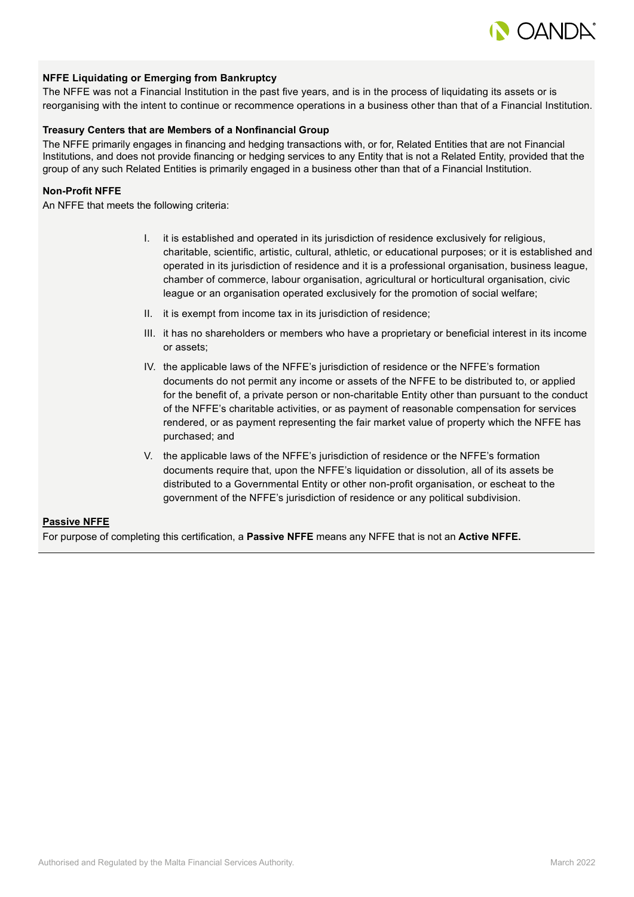**NFFE Liquidating or Emerging from Bankruptcy**

The NFFE was not a Financial Institution in the past five years, and is in the process of liquidating its assets or is reorganising with the intent to continue or recommence operations in a business other than that of a Financial Institution.

**Treasury Centers that are Members of a Nonfinancial Group**

The NFFE primarily engages in financing and hedging transactions with, or for, Related Entities that are not Financial Institutions, and does not provide financing or hedging services to any Entity that is not a Related Entity, provided that the group of any such Related Entities is primarily engaged in a business other than that of a Financial Institution.

**Non-Profit NFFE**

An NFFE that meets the following criteria:

I. it is established and operated in its jurisdiction of residence exclusively for religious, charitable, scientific, artistic, cultural, athletic, or educational purposes; or it is established and operated in its jurisdiction of residence and it is a professional organisation, business league, chamber of commerce, labour organisation, agricultural or horticultural organisation, civic league or an organisation operated exclusively for the promotion of social welfare;

II. it is exempt from income tax in its jurisdiction of residence;

III. it has no shareholders or members who have a proprietary or beneficial interest in its income or assets;

IV. the applicable laws of the NFFE's jurisdiction of residence or the NFFE's formation documents do not permit any income or assets of the NFFE to be distributed to, or applied for the benefit of, a private person or non-charitable Entity other than pursuant to the conduct of the NFFE's charitable activities, or as payment of reasonable compensation for services rendered, or as payment representing the fair market value of property which the NFFE has purchased; and

V. the applicable laws of the NFFE's jurisdiction of residence or the NFFE's formation documents require that, upon the NFFE's liquidation or dissolution, all of its assets be distributed to a Governmental Entity or other non-profit organisation, or escheat to the government of the NFFE's jurisdiction of residence or any political subdivision.

**Passive NFFE**

For purpose of completing this certification, a **Passive NFFE** means any NFFE that is not an **Active NFFE.**